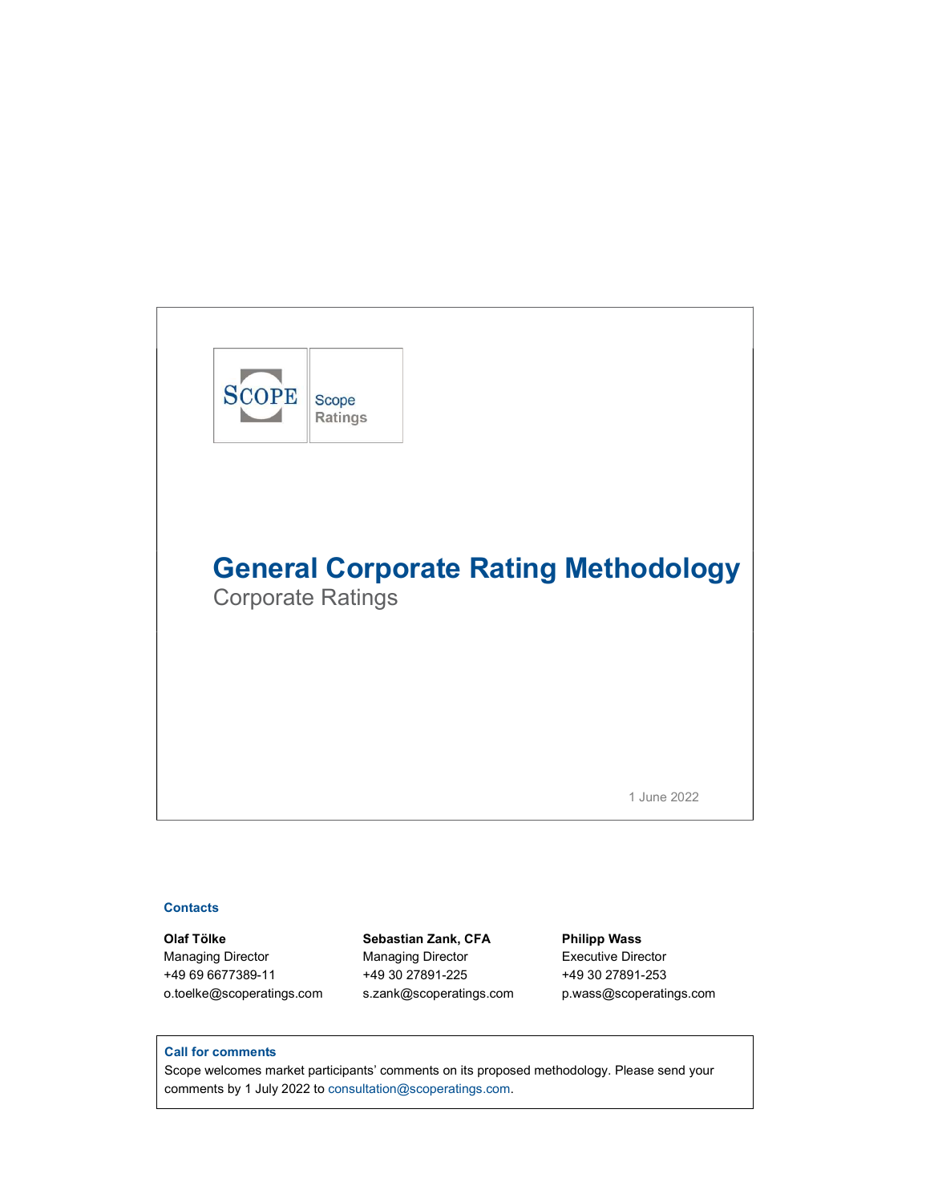SCOPE

Scope Ratings

# General Corporate Rating Methodology

Corporate Ratings

1 June 2022

**Contacts**

**Olaf Tölke**
Managing Director
+49 69 6677389-11
o.toelke@scoperatings.com

**Sebastian Zank, CFA**
Managing Director
+49 30 27891-225
s.zank@scoperatings.com

**Philipp Wass**
Executive Director
+49 30 27891-253
p.wass@scoperatings.com

**Call for comments**

Scope welcomes market participants' comments on its proposed methodology. Please send your comments by 1 July 2022 to consultation@scoperatings.com.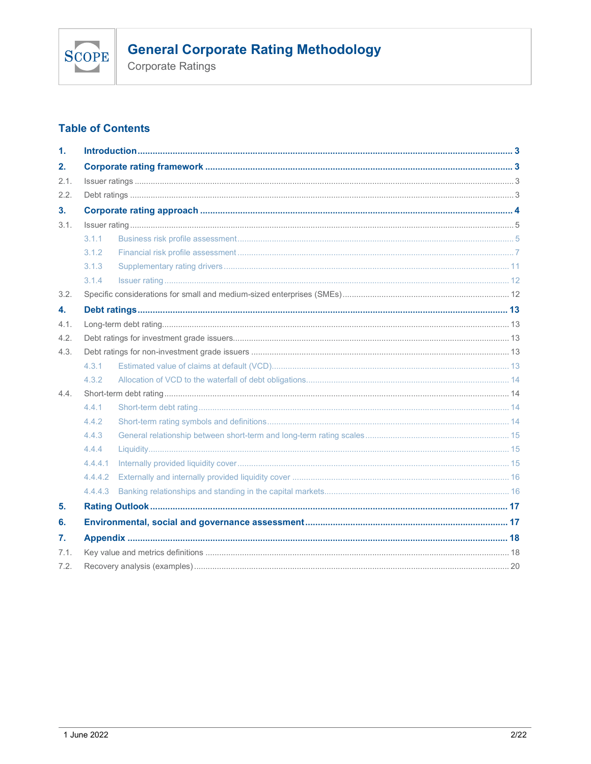# General Corporate Rating Methodology

Corporate Ratings

## Table of Contents

**1. Introduction** .......... **3**

**2. Corporate rating framework** .......... **3**

2.1. Issuer ratings .......... 3

2.2. Debt ratings .......... 3

**3. Corporate rating approach** .......... **4**

3.1. Issuer rating .......... 5

- 3.1.1 Business risk profile assessment .......... 5
- 3.1.2 Financial risk profile assessment .......... 7
- 3.1.3 Supplementary rating drivers .......... 11
- 3.1.4 Issuer rating .......... 12

3.2. Specific considerations for small and medium-sized enterprises (SMEs) .......... 12

**4. Debt ratings** .......... **13**

4.1. Long-term debt rating .......... 13

4.2. Debt ratings for investment grade issuers .......... 13

4.3. Debt ratings for non-investment grade issuers .......... 13

- 4.3.1 Estimated value of claims at default (VCD) .......... 13
- 4.3.2 Allocation of VCD to the waterfall of debt obligations .......... 14

4.4. Short-term debt rating .......... 14

- 4.4.1 Short-term debt rating .......... 14
- 4.4.2 Short-term rating symbols and definitions .......... 14
- 4.4.3 General relationship between short-term and long-term rating scales .......... 15
- 4.4.4 Liquidity .......... 15
- 4.4.4.1 Internally provided liquidity cover .......... 15
- 4.4.4.2 Externally and internally provided liquidity cover .......... 16
- 4.4.4.3 Banking relationships and standing in the capital markets .......... 16

**5. Rating Outlook** .......... **17**

**6. Environmental, social and governance assessment** .......... **17**

**7. Appendix** .......... **18**

7.1. Key value and metrics definitions .......... 18

7.2. Recovery analysis (examples) .......... 20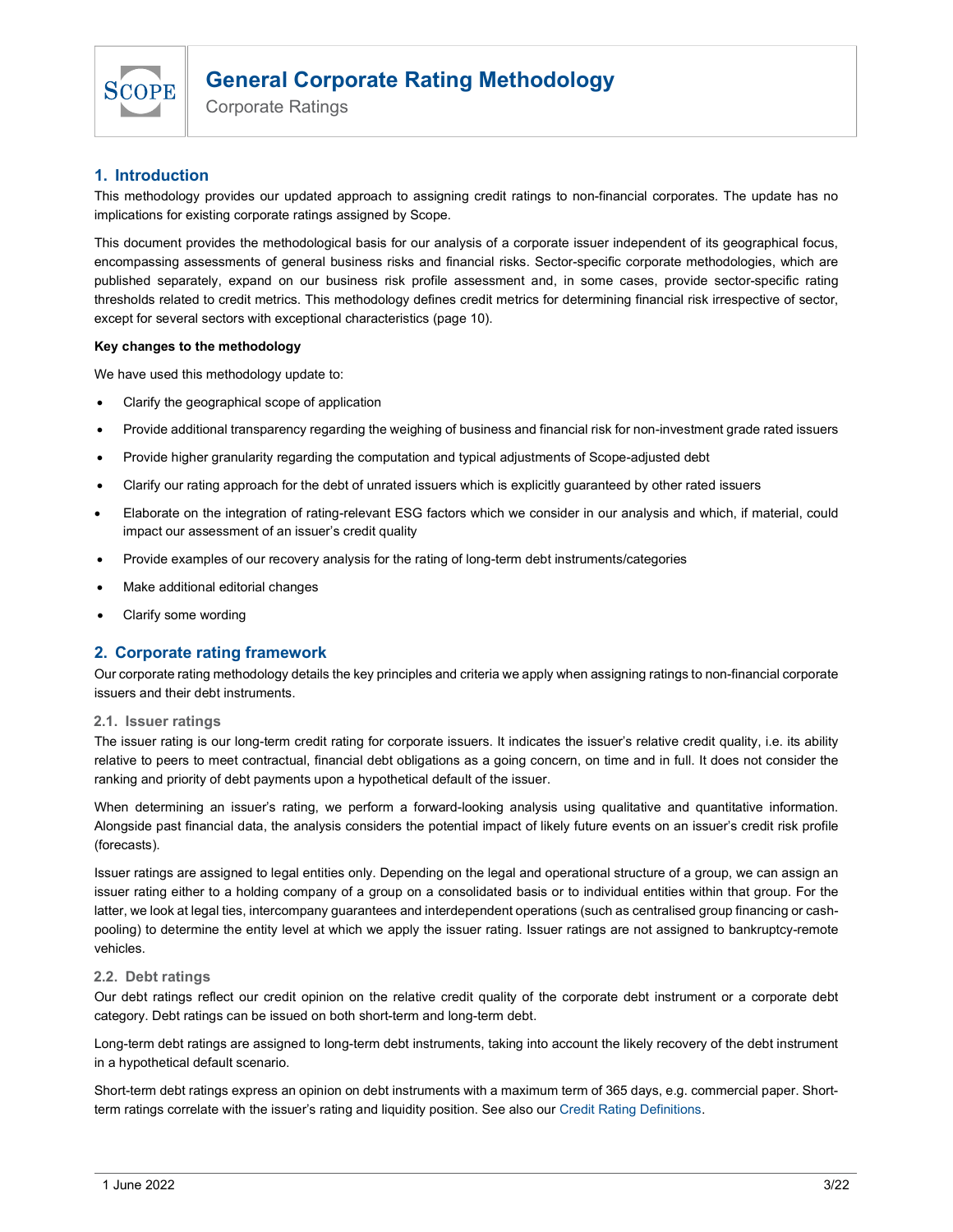# General Corporate Rating Methodology

Corporate Ratings

## 1. Introduction

This methodology provides our updated approach to assigning credit ratings to non-financial corporates. The update has no implications for existing corporate ratings assigned by Scope.

This document provides the methodological basis for our analysis of a corporate issuer independent of its geographical focus, encompassing assessments of general business risks and financial risks. Sector-specific corporate methodologies, which are published separately, expand on our business risk profile assessment and, in some cases, provide sector-specific rating thresholds related to credit metrics. This methodology defines credit metrics for determining financial risk irrespective of sector, except for several sectors with exceptional characteristics (page 10).

**Key changes to the methodology**

We have used this methodology update to:

- Clarify the geographical scope of application
- Provide additional transparency regarding the weighing of business and financial risk for non-investment grade rated issuers
- Provide higher granularity regarding the computation and typical adjustments of Scope-adjusted debt
- Clarify our rating approach for the debt of unrated issuers which is explicitly guaranteed by other rated issuers
- Elaborate on the integration of rating-relevant ESG factors which we consider in our analysis and which, if material, could impact our assessment of an issuer's credit quality
- Provide examples of our recovery analysis for the rating of long-term debt instruments/categories
- Make additional editorial changes
- Clarify some wording

## 2. Corporate rating framework

Our corporate rating methodology details the key principles and criteria we apply when assigning ratings to non-financial corporate issuers and their debt instruments.

### 2.1. Issuer ratings

The issuer rating is our long-term credit rating for corporate issuers. It indicates the issuer's relative credit quality, i.e. its ability relative to peers to meet contractual, financial debt obligations as a going concern, on time and in full. It does not consider the ranking and priority of debt payments upon a hypothetical default of the issuer.

When determining an issuer's rating, we perform a forward-looking analysis using qualitative and quantitative information. Alongside past financial data, the analysis considers the potential impact of likely future events on an issuer's credit risk profile (forecasts).

Issuer ratings are assigned to legal entities only. Depending on the legal and operational structure of a group, we can assign an issuer rating either to a holding company of a group on a consolidated basis or to individual entities within that group. For the latter, we look at legal ties, intercompany guarantees and interdependent operations (such as centralised group financing or cash-pooling) to determine the entity level at which we apply the issuer rating. Issuer ratings are not assigned to bankruptcy-remote vehicles.

### 2.2. Debt ratings

Our debt ratings reflect our credit opinion on the relative credit quality of the corporate debt instrument or a corporate debt category. Debt ratings can be issued on both short-term and long-term debt.

Long-term debt ratings are assigned to long-term debt instruments, taking into account the likely recovery of the debt instrument in a hypothetical default scenario.

Short-term debt ratings express an opinion on debt instruments with a maximum term of 365 days, e.g. commercial paper. Short-term ratings correlate with the issuer's rating and liquidity position. See also our Credit Rating Definitions.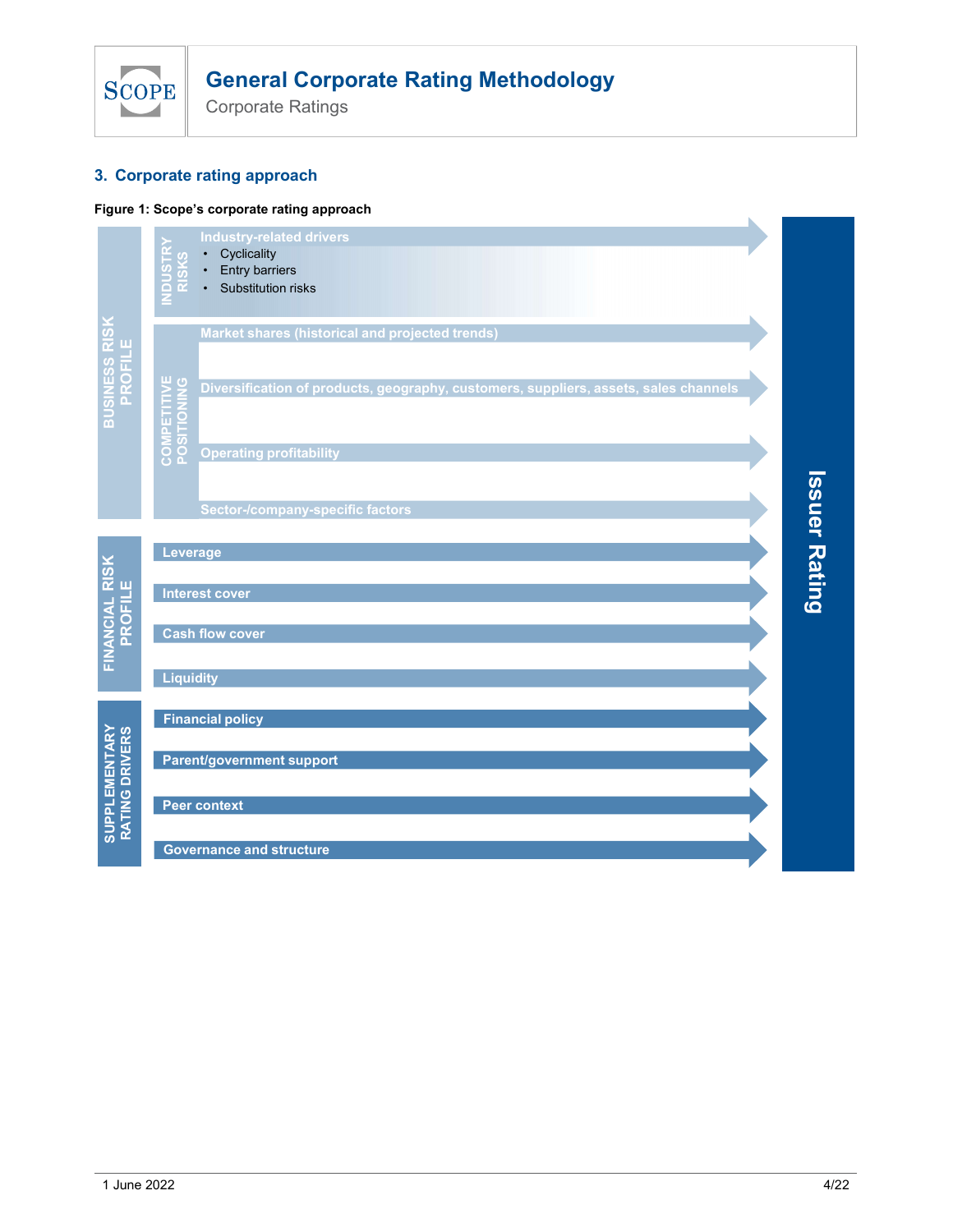## 3. Corporate rating approach

**Figure 1: Scope's corporate rating approach**

**BUSINESS RISK PROFILE**

- **INDUSTRY RISKS**
  - Industry-related drivers
    - Cyclicality
    - Entry barriers
    - Substitution risks
- **COMPETITIVE POSITIONING**
  - Market shares (historical and projected trends)
  - Diversification of products, geography, customers, suppliers, assets, sales channels
  - Operating profitability
  - Sector-/company-specific factors

**FINANCIAL RISK PROFILE**

- Leverage
- Interest cover
- Cash flow cover
- Liquidity

**SUPPLEMENTARY RATING DRIVERS**

- Financial policy
- Parent/government support
- Peer context
- Governance and structure

→ **Issuer Rating**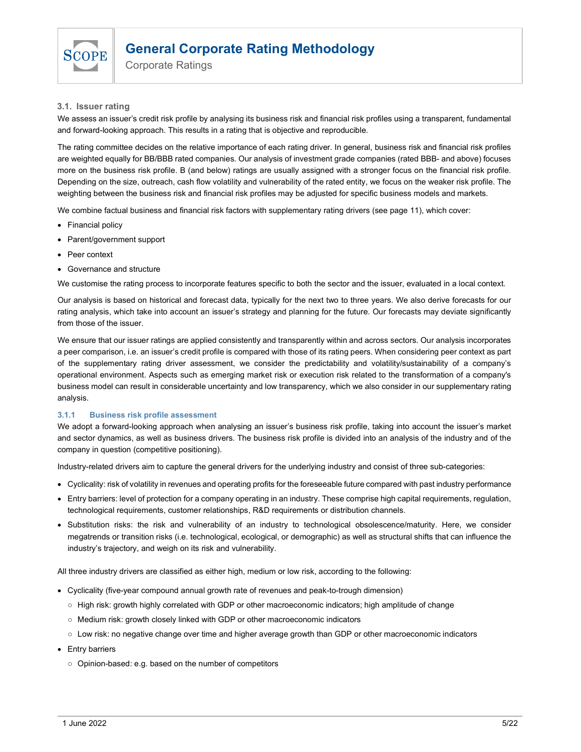### 3.1. Issuer rating

We assess an issuer's credit risk profile by analysing its business risk and financial risk profiles using a transparent, fundamental and forward-looking approach. This results in a rating that is objective and reproducible.

The rating committee decides on the relative importance of each rating driver. In general, business risk and financial risk profiles are weighted equally for BB/BBB rated companies. Our analysis of investment grade companies (rated BBB- and above) focuses more on the business risk profile. B (and below) ratings are usually assigned with a stronger focus on the financial risk profile. Depending on the size, outreach, cash flow volatility and vulnerability of the rated entity, we focus on the weaker risk profile. The weighting between the business risk and financial risk profiles may be adjusted for specific business models and markets.

We combine factual business and financial risk factors with supplementary rating drivers (see page 11), which cover:

- Financial policy
- Parent/government support
- Peer context
- Governance and structure

We customise the rating process to incorporate features specific to both the sector and the issuer, evaluated in a local context.

Our analysis is based on historical and forecast data, typically for the next two to three years. We also derive forecasts for our rating analysis, which take into account an issuer's strategy and planning for the future. Our forecasts may deviate significantly from those of the issuer.

We ensure that our issuer ratings are applied consistently and transparently within and across sectors. Our analysis incorporates a peer comparison, i.e. an issuer's credit profile is compared with those of its rating peers. When considering peer context as part of the supplementary rating driver assessment, we consider the predictability and volatility/sustainability of a company's operational environment. Aspects such as emerging market risk or execution risk related to the transformation of a company's business model can result in considerable uncertainty and low transparency, which we also consider in our supplementary rating analysis.

#### 3.1.1 Business risk profile assessment

We adopt a forward-looking approach when analysing an issuer's business risk profile, taking into account the issuer's market and sector dynamics, as well as business drivers. The business risk profile is divided into an analysis of the industry and of the company in question (competitive positioning).

Industry-related drivers aim to capture the general drivers for the underlying industry and consist of three sub-categories:

- Cyclicality: risk of volatility in revenues and operating profits for the foreseeable future compared with past industry performance
- Entry barriers: level of protection for a company operating in an industry. These comprise high capital requirements, regulation, technological requirements, customer relationships, R&D requirements or distribution channels.
- Substitution risks: the risk and vulnerability of an industry to technological obsolescence/maturity. Here, we consider megatrends or transition risks (i.e. technological, ecological, or demographic) as well as structural shifts that can influence the industry's trajectory, and weigh on its risk and vulnerability.

All three industry drivers are classified as either high, medium or low risk, according to the following:

- Cyclicality (five-year compound annual growth rate of revenues and peak-to-trough dimension)
  - High risk: growth highly correlated with GDP or other macroeconomic indicators; high amplitude of change
  - Medium risk: growth closely linked with GDP or other macroeconomic indicators
  - Low risk: no negative change over time and higher average growth than GDP or other macroeconomic indicators
- Entry barriers
  - Opinion-based: e.g. based on the number of competitors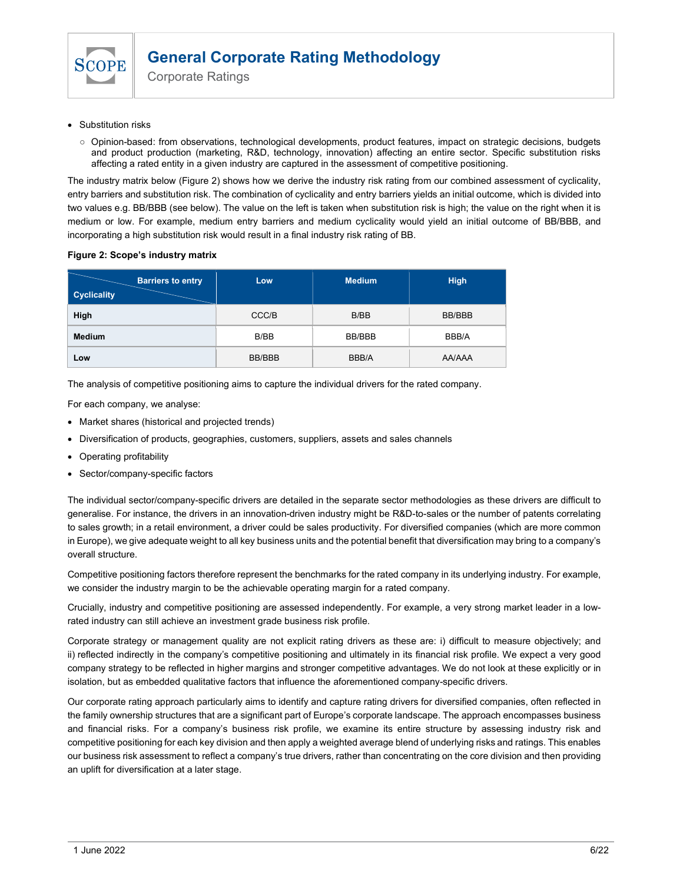- Substitution risks
  - Opinion-based: from observations, technological developments, product features, impact on strategic decisions, budgets and product production (marketing, R&D, technology, innovation) affecting an entire sector. Specific substitution risks affecting a rated entity in a given industry are captured in the assessment of competitive positioning.

The industry matrix below (Figure 2) shows how we derive the industry risk rating from our combined assessment of cyclicality, entry barriers and substitution risk. The combination of cyclicality and entry barriers yields an initial outcome, which is divided into two values e.g. BB/BBB (see below). The value on the left is taken when substitution risk is high; the value on the right when it is medium or low. For example, medium entry barriers and medium cyclicality would yield an initial outcome of BB/BBB, and incorporating a high substitution risk would result in a final industry risk rating of BB.

**Figure 2: Scope's industry matrix**

| Cyclicality \ Barriers to entry | Low | Medium | High |
|---|---|---|---|
| **High** | CCC/B | B/BB | BB/BBB |
| **Medium** | B/BB | BB/BBB | BBB/A |
| **Low** | BB/BBB | BBB/A | AA/AAA |

The analysis of competitive positioning aims to capture the individual drivers for the rated company.

For each company, we analyse:

- Market shares (historical and projected trends)
- Diversification of products, geographies, customers, suppliers, assets and sales channels
- Operating profitability
- Sector/company-specific factors

The individual sector/company-specific drivers are detailed in the separate sector methodologies as these drivers are difficult to generalise. For instance, the drivers in an innovation-driven industry might be R&D-to-sales or the number of patents correlating to sales growth; in a retail environment, a driver could be sales productivity. For diversified companies (which are more common in Europe), we give adequate weight to all key business units and the potential benefit that diversification may bring to a company's overall structure.

Competitive positioning factors therefore represent the benchmarks for the rated company in its underlying industry. For example, we consider the industry margin to be the achievable operating margin for a rated company.

Crucially, industry and competitive positioning are assessed independently. For example, a very strong market leader in a low-rated industry can still achieve an investment grade business risk profile.

Corporate strategy or management quality are not explicit rating drivers as these are: i) difficult to measure objectively; and ii) reflected indirectly in the company's competitive positioning and ultimately in its financial risk profile. We expect a very good company strategy to be reflected in higher margins and stronger competitive advantages. We do not look at these explicitly or in isolation, but as embedded qualitative factors that influence the aforementioned company-specific drivers.

Our corporate rating approach particularly aims to identify and capture rating drivers for diversified companies, often reflected in the family ownership structures that are a significant part of Europe's corporate landscape. The approach encompasses business and financial risks. For a company's business risk profile, we examine its entire structure by assessing industry risk and competitive positioning for each key division and then apply a weighted average blend of underlying risks and ratings. This enables our business risk assessment to reflect a company's true drivers, rather than concentrating on the core division and then providing an uplift for diversification at a later stage.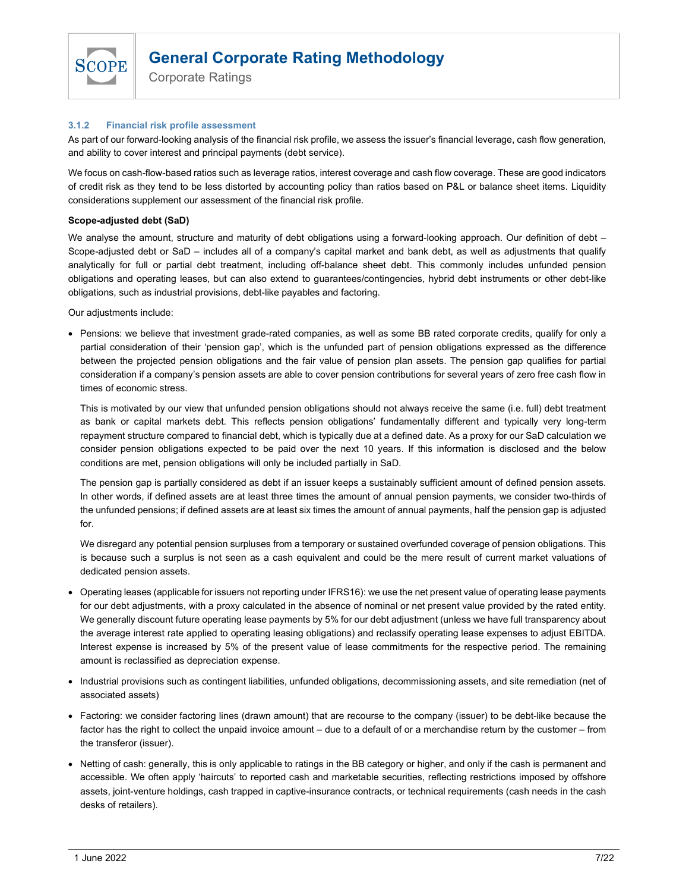### 3.1.2 Financial risk profile assessment

As part of our forward-looking analysis of the financial risk profile, we assess the issuer's financial leverage, cash flow generation, and ability to cover interest and principal payments (debt service).

We focus on cash-flow-based ratios such as leverage ratios, interest coverage and cash flow coverage. These are good indicators of credit risk as they tend to be less distorted by accounting policy than ratios based on P&L or balance sheet items. Liquidity considerations supplement our assessment of the financial risk profile.

**Scope-adjusted debt (SaD)**

We analyse the amount, structure and maturity of debt obligations using a forward-looking approach. Our definition of debt – Scope-adjusted debt or SaD – includes all of a company's capital market and bank debt, as well as adjustments that qualify analytically for full or partial debt treatment, including off-balance sheet debt. This commonly includes unfunded pension obligations and operating leases, but can also extend to guarantees/contingencies, hybrid debt instruments or other debt-like obligations, such as industrial provisions, debt-like payables and factoring.

Our adjustments include:

- Pensions: we believe that investment grade-rated companies, as well as some BB rated corporate credits, qualify for only a partial consideration of their 'pension gap', which is the unfunded part of pension obligations expressed as the difference between the projected pension obligations and the fair value of pension plan assets. The pension gap qualifies for partial consideration if a company's pension assets are able to cover pension contributions for several years of zero free cash flow in times of economic stress.

  This is motivated by our view that unfunded pension obligations should not always receive the same (i.e. full) debt treatment as bank or capital markets debt. This reflects pension obligations' fundamentally different and typically very long-term repayment structure compared to financial debt, which is typically due at a defined date. As a proxy for our SaD calculation we consider pension obligations expected to be paid over the next 10 years. If this information is disclosed and the below conditions are met, pension obligations will only be included partially in SaD.

  The pension gap is partially considered as debt if an issuer keeps a sustainably sufficient amount of defined pension assets. In other words, if defined assets are at least three times the amount of annual pension payments, we consider two-thirds of the unfunded pensions; if defined assets are at least six times the amount of annual payments, half the pension gap is adjusted for.

  We disregard any potential pension surpluses from a temporary or sustained overfunded coverage of pension obligations. This is because such a surplus is not seen as a cash equivalent and could be the mere result of current market valuations of dedicated pension assets.

- Operating leases (applicable for issuers not reporting under IFRS16): we use the net present value of operating lease payments for our debt adjustments, with a proxy calculated in the absence of nominal or net present value provided by the rated entity. We generally discount future operating lease payments by 5% for our debt adjustment (unless we have full transparency about the average interest rate applied to operating leasing obligations) and reclassify operating lease expenses to adjust EBITDA. Interest expense is increased by 5% of the present value of lease commitments for the respective period. The remaining amount is reclassified as depreciation expense.

- Industrial provisions such as contingent liabilities, unfunded obligations, decommissioning assets, and site remediation (net of associated assets)

- Factoring: we consider factoring lines (drawn amount) that are recourse to the company (issuer) to be debt-like because the factor has the right to collect the unpaid invoice amount – due to a default of or a merchandise return by the customer – from the transferor (issuer).

- Netting of cash: generally, this is only applicable to ratings in the BB category or higher, and only if the cash is permanent and accessible. We often apply 'haircuts' to reported cash and marketable securities, reflecting restrictions imposed by offshore assets, joint-venture holdings, cash trapped in captive-insurance contracts, or technical requirements (cash needs in the cash desks of retailers).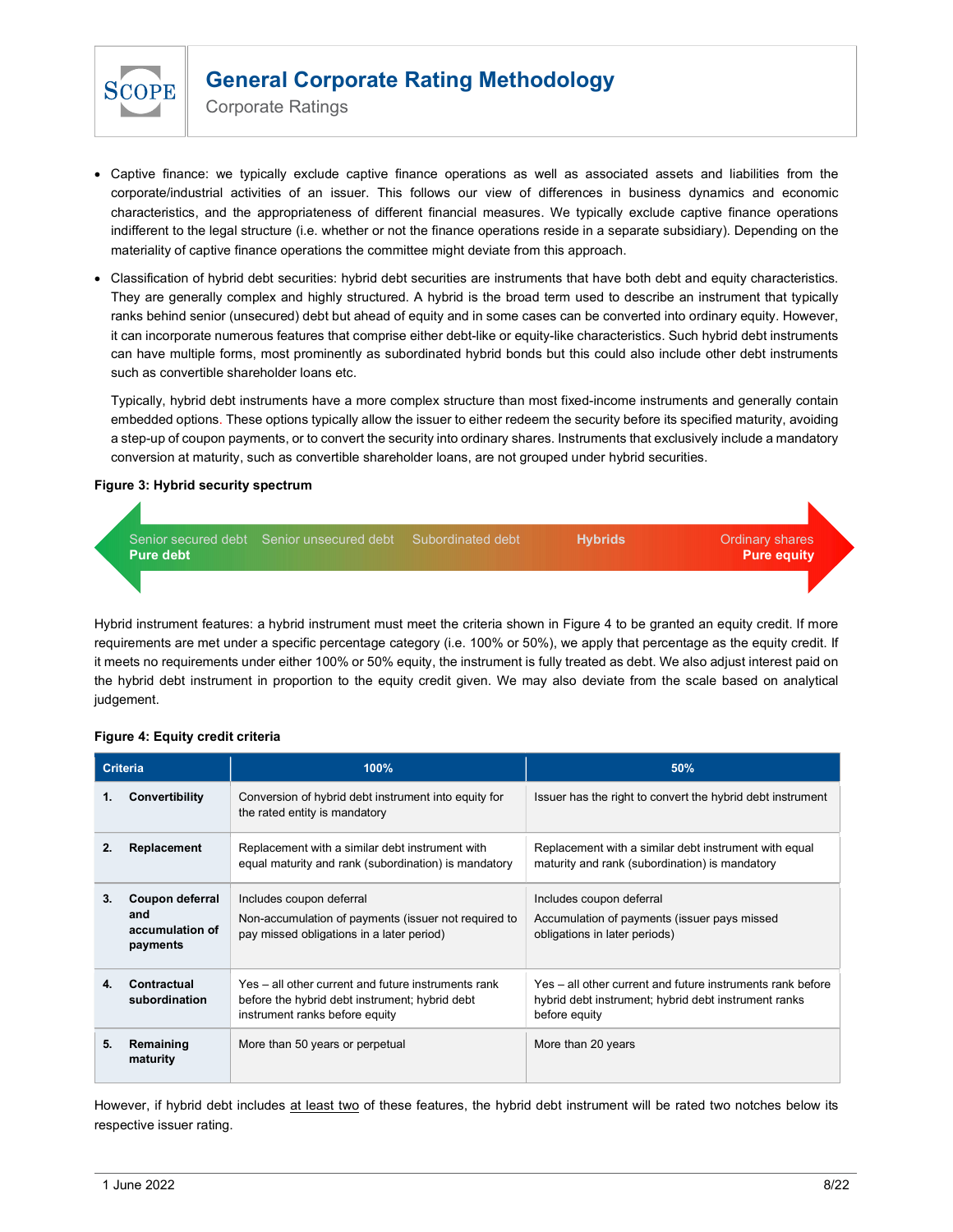- Captive finance: we typically exclude captive finance operations as well as associated assets and liabilities from the corporate/industrial activities of an issuer. This follows our view of differences in business dynamics and economic characteristics, and the appropriateness of different financial measures. We typically exclude captive finance operations indifferent to the legal structure (i.e. whether or not the finance operations reside in a separate subsidiary). Depending on the materiality of captive finance operations the committee might deviate from this approach.
- Classification of hybrid debt securities: hybrid debt securities are instruments that have both debt and equity characteristics. They are generally complex and highly structured. A hybrid is the broad term used to describe an instrument that typically ranks behind senior (unsecured) debt but ahead of equity and in some cases can be converted into ordinary equity. However, it can incorporate numerous features that comprise either debt-like or equity-like characteristics. Such hybrid debt instruments can have multiple forms, most prominently as subordinated hybrid bonds but this could also include other debt instruments such as convertible shareholder loans etc.

  Typically, hybrid debt instruments have a more complex structure than most fixed-income instruments and generally contain embedded options. These options typically allow the issuer to either redeem the security before its specified maturity, avoiding a step-up of coupon payments, or to convert the security into ordinary shares. Instruments that exclusively include a mandatory conversion at maturity, such as convertible shareholder loans, are not grouped under hybrid securities.

**Figure 3: Hybrid security spectrum**

Senior secured debt — Senior unsecured debt — Subordinated debt — **Hybrids** — Ordinary shares

**Pure debt** ⟷ **Pure equity**

Hybrid instrument features: a hybrid instrument must meet the criteria shown in Figure 4 to be granted an equity credit. If more requirements are met under a specific percentage category (i.e. 100% or 50%), we apply that percentage as the equity credit. If it meets no requirements under either 100% or 50% equity, the instrument is fully treated as debt. We also adjust interest paid on the hybrid debt instrument in proportion to the equity credit given. We may also deviate from the scale based on analytical judgement.

**Figure 4: Equity credit criteria**

| Criteria | 100% | 50% |
|---|---|---|
| 1. **Convertibility** | Conversion of hybrid debt instrument into equity for the rated entity is mandatory | Issuer has the right to convert the hybrid debt instrument |
| 2. **Replacement** | Replacement with a similar debt instrument with equal maturity and rank (subordination) is mandatory | Replacement with a similar debt instrument with equal maturity and rank (subordination) is mandatory |
| 3. **Coupon deferral and accumulation of payments** | Includes coupon deferral<br>Non-accumulation of payments (issuer not required to pay missed obligations in a later period) | Includes coupon deferral<br>Accumulation of payments (issuer pays missed obligations in later periods) |
| 4. **Contractual subordination** | Yes – all other current and future instruments rank before the hybrid debt instrument; hybrid debt instrument ranks before equity | Yes – all other current and future instruments rank before hybrid debt instrument; hybrid debt instrument ranks before equity |
| 5. **Remaining maturity** | More than 50 years or perpetual | More than 20 years |

However, if hybrid debt includes at least two of these features, the hybrid debt instrument will be rated two notches below its respective issuer rating.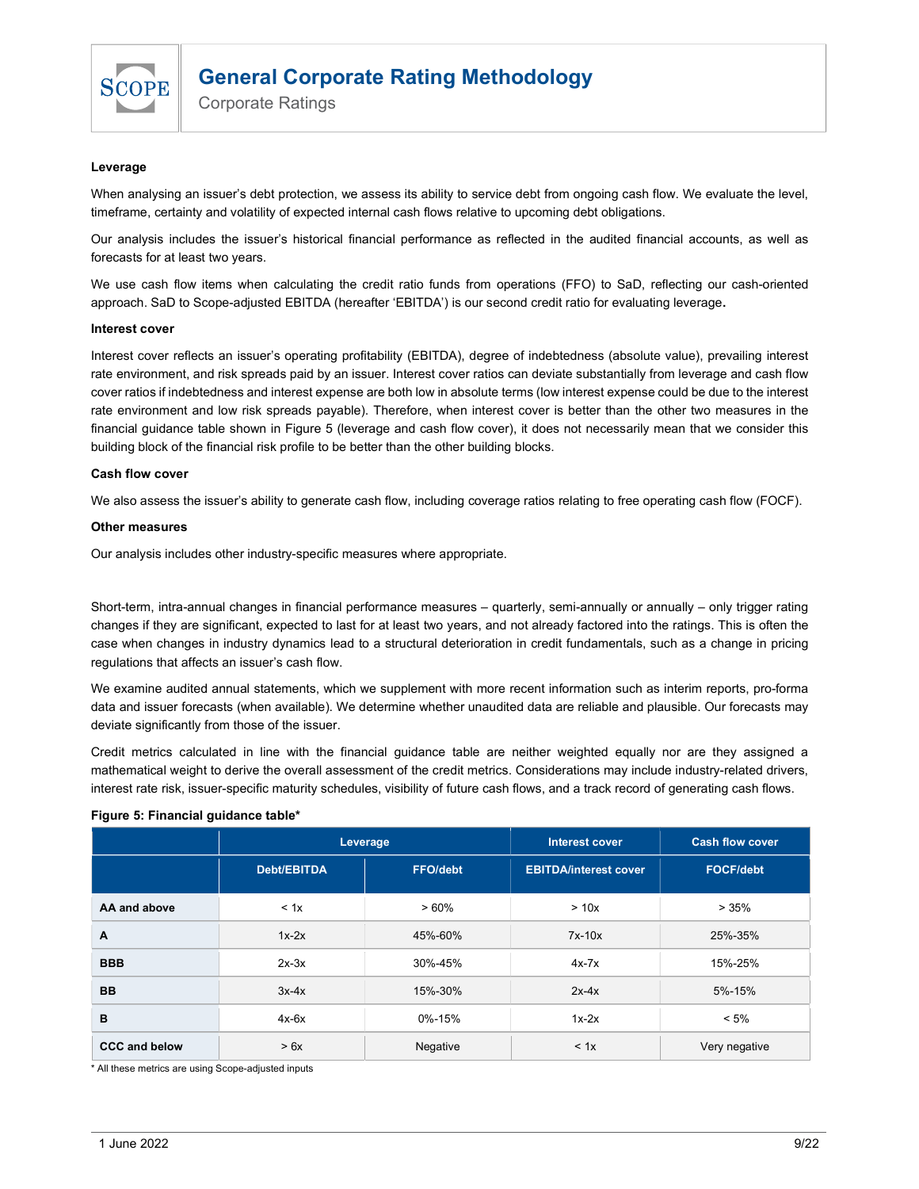**Leverage**

When analysing an issuer's debt protection, we assess its ability to service debt from ongoing cash flow. We evaluate the level, timeframe, certainty and volatility of expected internal cash flows relative to upcoming debt obligations.

Our analysis includes the issuer's historical financial performance as reflected in the audited financial accounts, as well as forecasts for at least two years.

We use cash flow items when calculating the credit ratio funds from operations (FFO) to SaD, reflecting our cash-oriented approach. SaD to Scope-adjusted EBITDA (hereafter 'EBITDA') is our second credit ratio for evaluating leverage**.**

**Interest cover**

Interest cover reflects an issuer's operating profitability (EBITDA), degree of indebtedness (absolute value), prevailing interest rate environment, and risk spreads paid by an issuer. Interest cover ratios can deviate substantially from leverage and cash flow cover ratios if indebtedness and interest expense are both low in absolute terms (low interest expense could be due to the interest rate environment and low risk spreads payable). Therefore, when interest cover is better than the other two measures in the financial guidance table shown in Figure 5 (leverage and cash flow cover), it does not necessarily mean that we consider this building block of the financial risk profile to be better than the other building blocks.

**Cash flow cover**

We also assess the issuer's ability to generate cash flow, including coverage ratios relating to free operating cash flow (FOCF).

**Other measures**

Our analysis includes other industry-specific measures where appropriate.

Short-term, intra-annual changes in financial performance measures – quarterly, semi-annually or annually – only trigger rating changes if they are significant, expected to last for at least two years, and not already factored into the ratings. This is often the case when changes in industry dynamics lead to a structural deterioration in credit fundamentals, such as a change in pricing regulations that affects an issuer's cash flow.

We examine audited annual statements, which we supplement with more recent information such as interim reports, pro-forma data and issuer forecasts (when available). We determine whether unaudited data are reliable and plausible. Our forecasts may deviate significantly from those of the issuer.

Credit metrics calculated in line with the financial guidance table are neither weighted equally nor are they assigned a mathematical weight to derive the overall assessment of the credit metrics. Considerations may include industry-related drivers, interest rate risk, issuer-specific maturity schedules, visibility of future cash flows, and a track record of generating cash flows.

**Figure 5: Financial guidance table***

| | Leverage | | Interest cover | Cash flow cover |
|---|---|---|---|---|
| | Debt/EBITDA | FFO/debt | EBITDA/interest cover | FOCF/debt |
| **AA and above** | < 1x | > 60% | > 10x | > 35% |
| **A** | 1x-2x | 45%-60% | 7x-10x | 25%-35% |
| **BBB** | 2x-3x | 30%-45% | 4x-7x | 15%-25% |
| **BB** | 3x-4x | 15%-30% | 2x-4x | 5%-15% |
| **B** | 4x-6x | 0%-15% | 1x-2x | < 5% |
| **CCC and below** | > 6x | Negative | < 1x | Very negative |

* All these metrics are using Scope-adjusted inputs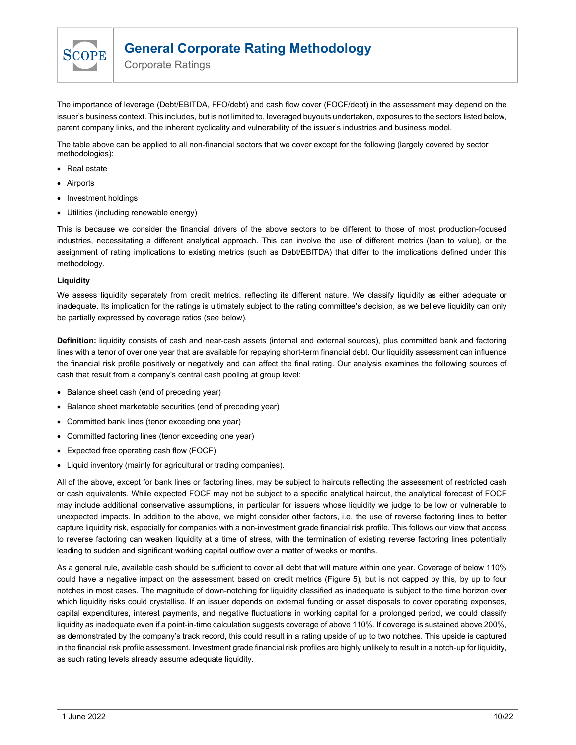The importance of leverage (Debt/EBITDA, FFO/debt) and cash flow cover (FOCF/debt) in the assessment may depend on the issuer's business context. This includes, but is not limited to, leveraged buyouts undertaken, exposures to the sectors listed below, parent company links, and the inherent cyclicality and vulnerability of the issuer's industries and business model.

The table above can be applied to all non-financial sectors that we cover except for the following (largely covered by sector methodologies):

- Real estate
- Airports
- Investment holdings
- Utilities (including renewable energy)

This is because we consider the financial drivers of the above sectors to be different to those of most production-focused industries, necessitating a different analytical approach. This can involve the use of different metrics (loan to value), or the assignment of rating implications to existing metrics (such as Debt/EBITDA) that differ to the implications defined under this methodology.

**Liquidity**

We assess liquidity separately from credit metrics, reflecting its different nature. We classify liquidity as either adequate or inadequate. Its implication for the ratings is ultimately subject to the rating committee's decision, as we believe liquidity can only be partially expressed by coverage ratios (see below).

**Definition:** liquidity consists of cash and near-cash assets (internal and external sources), plus committed bank and factoring lines with a tenor of over one year that are available for repaying short-term financial debt. Our liquidity assessment can influence the financial risk profile positively or negatively and can affect the final rating. Our analysis examines the following sources of cash that result from a company's central cash pooling at group level:

- Balance sheet cash (end of preceding year)
- Balance sheet marketable securities (end of preceding year)
- Committed bank lines (tenor exceeding one year)
- Committed factoring lines (tenor exceeding one year)
- Expected free operating cash flow (FOCF)
- Liquid inventory (mainly for agricultural or trading companies).

All of the above, except for bank lines or factoring lines, may be subject to haircuts reflecting the assessment of restricted cash or cash equivalents. While expected FOCF may not be subject to a specific analytical haircut, the analytical forecast of FOCF may include additional conservative assumptions, in particular for issuers whose liquidity we judge to be low or vulnerable to unexpected impacts. In addition to the above, we might consider other factors, i.e. the use of reverse factoring lines to better capture liquidity risk, especially for companies with a non-investment grade financial risk profile. This follows our view that access to reverse factoring can weaken liquidity at a time of stress, with the termination of existing reverse factoring lines potentially leading to sudden and significant working capital outflow over a matter of weeks or months.

As a general rule, available cash should be sufficient to cover all debt that will mature within one year. Coverage of below 110% could have a negative impact on the assessment based on credit metrics (Figure 5), but is not capped by this, by up to four notches in most cases. The magnitude of down-notching for liquidity classified as inadequate is subject to the time horizon over which liquidity risks could crystallise. If an issuer depends on external funding or asset disposals to cover operating expenses, capital expenditures, interest payments, and negative fluctuations in working capital for a prolonged period, we could classify liquidity as inadequate even if a point-in-time calculation suggests coverage of above 110%. If coverage is sustained above 200%, as demonstrated by the company's track record, this could result in a rating upside of up to two notches. This upside is captured in the financial risk profile assessment. Investment grade financial risk profiles are highly unlikely to result in a notch-up for liquidity, as such rating levels already assume adequate liquidity.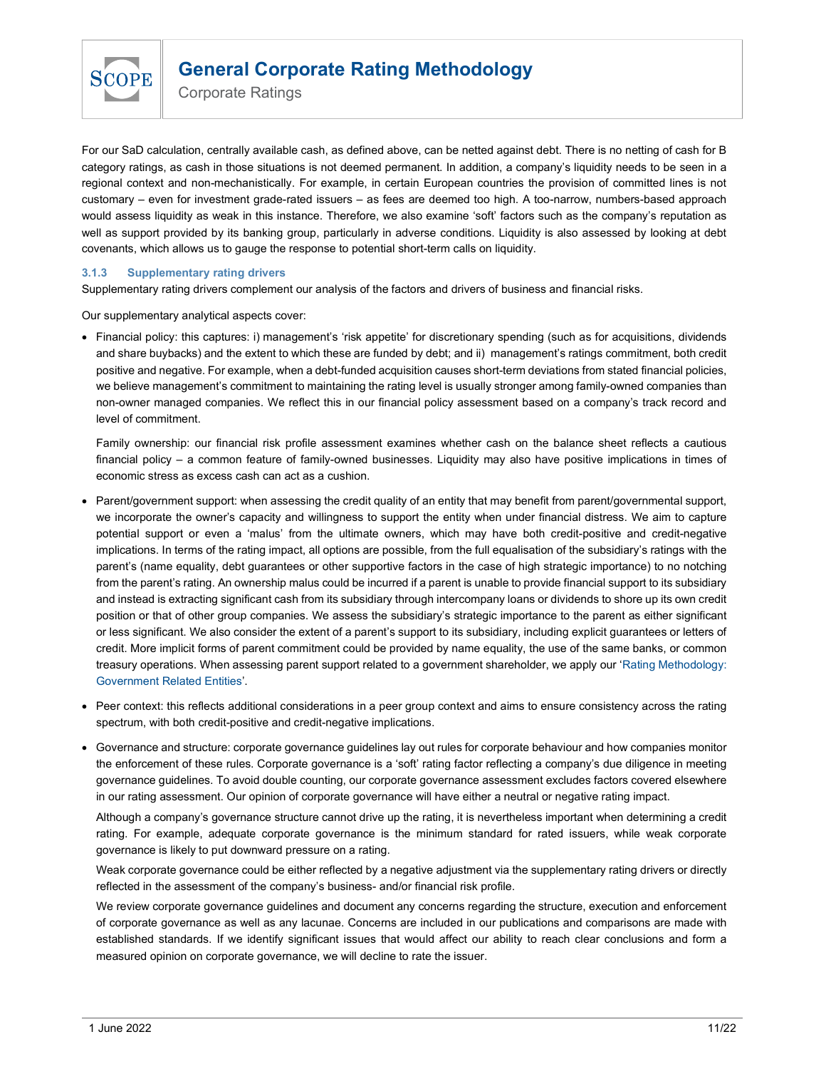For our SaD calculation, centrally available cash, as defined above, can be netted against debt. There is no netting of cash for B category ratings, as cash in those situations is not deemed permanent. In addition, a company's liquidity needs to be seen in a regional context and non-mechanistically. For example, in certain European countries the provision of committed lines is not customary – even for investment grade-rated issuers – as fees are deemed too high. A too-narrow, numbers-based approach would assess liquidity as weak in this instance. Therefore, we also examine 'soft' factors such as the company's reputation as well as support provided by its banking group, particularly in adverse conditions. Liquidity is also assessed by looking at debt covenants, which allows us to gauge the response to potential short-term calls on liquidity.

### 3.1.3 Supplementary rating drivers

Supplementary rating drivers complement our analysis of the factors and drivers of business and financial risks.

Our supplementary analytical aspects cover:

- Financial policy: this captures: i) management's 'risk appetite' for discretionary spending (such as for acquisitions, dividends and share buybacks) and the extent to which these are funded by debt; and ii) management's ratings commitment, both credit positive and negative. For example, when a debt-funded acquisition causes short-term deviations from stated financial policies, we believe management's commitment to maintaining the rating level is usually stronger among family-owned companies than non-owner managed companies. We reflect this in our financial policy assessment based on a company's track record and level of commitment.

  Family ownership: our financial risk profile assessment examines whether cash on the balance sheet reflects a cautious financial policy – a common feature of family-owned businesses. Liquidity may also have positive implications in times of economic stress as excess cash can act as a cushion.

- Parent/government support: when assessing the credit quality of an entity that may benefit from parent/governmental support, we incorporate the owner's capacity and willingness to support the entity when under financial distress. We aim to capture potential support or even a 'malus' from the ultimate owners, which may have both credit-positive and credit-negative implications. In terms of the rating impact, all options are possible, from the full equalisation of the subsidiary's ratings with the parent's (name equality, debt guarantees or other supportive factors in the case of high strategic importance) to no notching from the parent's rating. An ownership malus could be incurred if a parent is unable to provide financial support to its subsidiary and instead is extracting significant cash from its subsidiary through intercompany loans or dividends to shore up its own credit position or that of other group companies. We assess the subsidiary's strategic importance to the parent as either significant or less significant. We also consider the extent of a parent's support to its subsidiary, including explicit guarantees or letters of credit. More implicit forms of parent commitment could be provided by name equality, the use of the same banks, or common treasury operations. When assessing parent support related to a government shareholder, we apply our 'Rating Methodology: Government Related Entities'.

- Peer context: this reflects additional considerations in a peer group context and aims to ensure consistency across the rating spectrum, with both credit-positive and credit-negative implications.

- Governance and structure: corporate governance guidelines lay out rules for corporate behaviour and how companies monitor the enforcement of these rules. Corporate governance is a 'soft' rating factor reflecting a company's due diligence in meeting governance guidelines. To avoid double counting, our corporate governance assessment excludes factors covered elsewhere in our rating assessment. Our opinion of corporate governance will have either a neutral or negative rating impact.

  Although a company's governance structure cannot drive up the rating, it is nevertheless important when determining a credit rating. For example, adequate corporate governance is the minimum standard for rated issuers, while weak corporate governance is likely to put downward pressure on a rating.

  Weak corporate governance could be either reflected by a negative adjustment via the supplementary rating drivers or directly reflected in the assessment of the company's business- and/or financial risk profile.

  We review corporate governance guidelines and document any concerns regarding the structure, execution and enforcement of corporate governance as well as any lacunae. Concerns are included in our publications and comparisons are made with established standards. If we identify significant issues that would affect our ability to reach clear conclusions and form a measured opinion on corporate governance, we will decline to rate the issuer.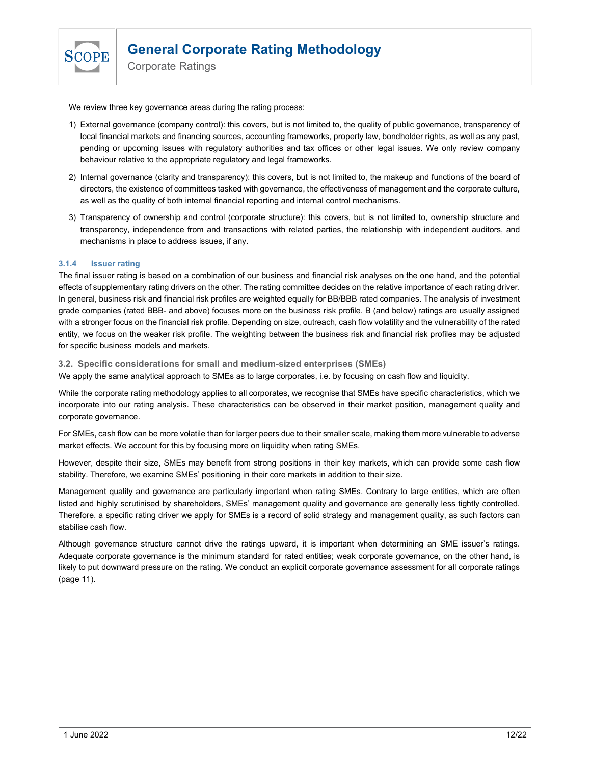We review three key governance areas during the rating process:

1) External governance (company control): this covers, but is not limited to, the quality of public governance, transparency of local financial markets and financing sources, accounting frameworks, property law, bondholder rights, as well as any past, pending or upcoming issues with regulatory authorities and tax offices or other legal issues. We only review company behaviour relative to the appropriate regulatory and legal frameworks.
2) Internal governance (clarity and transparency): this covers, but is not limited to, the makeup and functions of the board of directors, the existence of committees tasked with governance, the effectiveness of management and the corporate culture, as well as the quality of both internal financial reporting and internal control mechanisms.
3) Transparency of ownership and control (corporate structure): this covers, but is not limited to, ownership structure and transparency, independence from and transactions with related parties, the relationship with independent auditors, and mechanisms in place to address issues, if any.

#### 3.1.4 Issuer rating

The final issuer rating is based on a combination of our business and financial risk analyses on the one hand, and the potential effects of supplementary rating drivers on the other. The rating committee decides on the relative importance of each rating driver. In general, business risk and financial risk profiles are weighted equally for BB/BBB rated companies. The analysis of investment grade companies (rated BBB- and above) focuses more on the business risk profile. B (and below) ratings are usually assigned with a stronger focus on the financial risk profile. Depending on size, outreach, cash flow volatility and the vulnerability of the rated entity, we focus on the weaker risk profile. The weighting between the business risk and financial risk profiles may be adjusted for specific business models and markets.

### 3.2. Specific considerations for small and medium-sized enterprises (SMEs)

We apply the same analytical approach to SMEs as to large corporates, i.e. by focusing on cash flow and liquidity.

While the corporate rating methodology applies to all corporates, we recognise that SMEs have specific characteristics, which we incorporate into our rating analysis. These characteristics can be observed in their market position, management quality and corporate governance.

For SMEs, cash flow can be more volatile than for larger peers due to their smaller scale, making them more vulnerable to adverse market effects. We account for this by focusing more on liquidity when rating SMEs.

However, despite their size, SMEs may benefit from strong positions in their key markets, which can provide some cash flow stability. Therefore, we examine SMEs' positioning in their core markets in addition to their size.

Management quality and governance are particularly important when rating SMEs. Contrary to large entities, which are often listed and highly scrutinised by shareholders, SMEs' management quality and governance are generally less tightly controlled. Therefore, a specific rating driver we apply for SMEs is a record of solid strategy and management quality, as such factors can stabilise cash flow.

Although governance structure cannot drive the ratings upward, it is important when determining an SME issuer's ratings. Adequate corporate governance is the minimum standard for rated entities; weak corporate governance, on the other hand, is likely to put downward pressure on the rating. We conduct an explicit corporate governance assessment for all corporate ratings (page 11).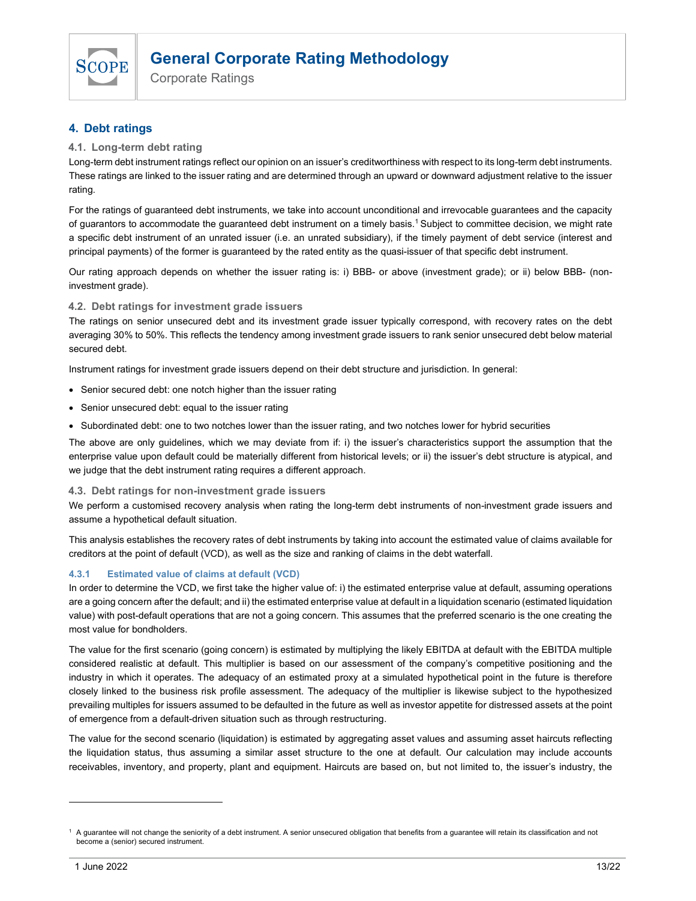## 4. Debt ratings

### 4.1. Long-term debt rating

Long-term debt instrument ratings reflect our opinion on an issuer's creditworthiness with respect to its long-term debt instruments. These ratings are linked to the issuer rating and are determined through an upward or downward adjustment relative to the issuer rating.

For the ratings of guaranteed debt instruments, we take into account unconditional and irrevocable guarantees and the capacity of guarantors to accommodate the guaranteed debt instrument on a timely basis.[1] Subject to committee decision, we might rate a specific debt instrument of an unrated issuer (i.e. an unrated subsidiary), if the timely payment of debt service (interest and principal payments) of the former is guaranteed by the rated entity as the quasi-issuer of that specific debt instrument.

Our rating approach depends on whether the issuer rating is: i) BBB- or above (investment grade); or ii) below BBB- (non-investment grade).

### 4.2. Debt ratings for investment grade issuers

The ratings on senior unsecured debt and its investment grade issuer typically correspond, with recovery rates on the debt averaging 30% to 50%. This reflects the tendency among investment grade issuers to rank senior unsecured debt below material secured debt.

Instrument ratings for investment grade issuers depend on their debt structure and jurisdiction. In general:

- Senior secured debt: one notch higher than the issuer rating
- Senior unsecured debt: equal to the issuer rating
- Subordinated debt: one to two notches lower than the issuer rating, and two notches lower for hybrid securities

The above are only guidelines, which we may deviate from if: i) the issuer's characteristics support the assumption that the enterprise value upon default could be materially different from historical levels; or ii) the issuer's debt structure is atypical, and we judge that the debt instrument rating requires a different approach.

### 4.3. Debt ratings for non-investment grade issuers

We perform a customised recovery analysis when rating the long-term debt instruments of non-investment grade issuers and assume a hypothetical default situation.

This analysis establishes the recovery rates of debt instruments by taking into account the estimated value of claims available for creditors at the point of default (VCD), as well as the size and ranking of claims in the debt waterfall.

#### 4.3.1 Estimated value of claims at default (VCD)

In order to determine the VCD, we first take the higher value of: i) the estimated enterprise value at default, assuming operations are a going concern after the default; and ii) the estimated enterprise value at default in a liquidation scenario (estimated liquidation value) with post-default operations that are not a going concern. This assumes that the preferred scenario is the one creating the most value for bondholders.

The value for the first scenario (going concern) is estimated by multiplying the likely EBITDA at default with the EBITDA multiple considered realistic at default. This multiplier is based on our assessment of the company's competitive positioning and the industry in which it operates. The adequacy of an estimated proxy at a simulated hypothetical point in the future is therefore closely linked to the business risk profile assessment. The adequacy of the multiplier is likewise subject to the hypothesized prevailing multiples for issuers assumed to be defaulted in the future as well as investor appetite for distressed assets at the point of emergence from a default-driven situation such as through restructuring.

The value for the second scenario (liquidation) is estimated by aggregating asset values and assuming asset haircuts reflecting the liquidation status, thus assuming a similar asset structure to the one at default. Our calculation may include accounts receivables, inventory, and property, plant and equipment. Haircuts are based on, but not limited to, the issuer's industry, the

---

[1] A guarantee will not change the seniority of a debt instrument. A senior unsecured obligation that benefits from a guarantee will retain its classification and not become a (senior) secured instrument.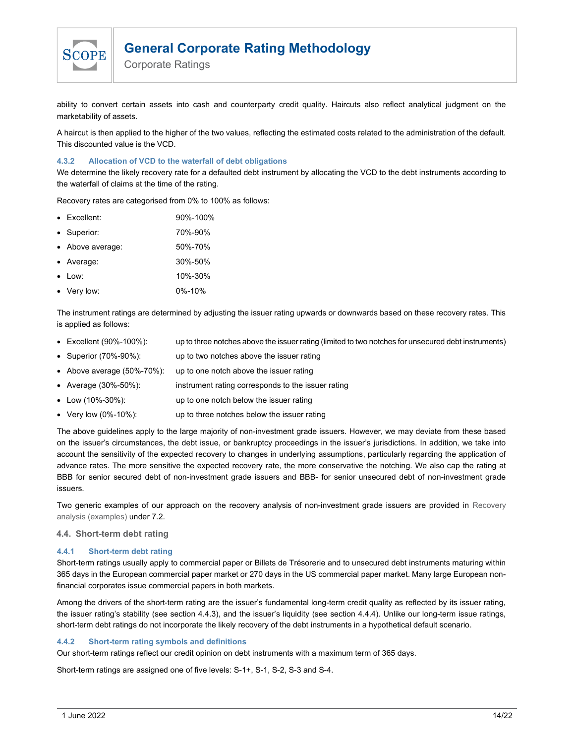ability to convert certain assets into cash and counterparty credit quality. Haircuts also reflect analytical judgment on the marketability of assets.

A haircut is then applied to the higher of the two values, reflecting the estimated costs related to the administration of the default. This discounted value is the VCD.

#### 4.3.2 Allocation of VCD to the waterfall of debt obligations

We determine the likely recovery rate for a defaulted debt instrument by allocating the VCD to the debt instruments according to the waterfall of claims at the time of the rating.

Recovery rates are categorised from 0% to 100% as follows:

- Excellent: 90%-100%
- Superior: 70%-90%
- Above average: 50%-70%
- Average: 30%-50%
- Low: 10%-30%
- Very low: 0%-10%

The instrument ratings are determined by adjusting the issuer rating upwards or downwards based on these recovery rates. This is applied as follows:

- Excellent (90%-100%): up to three notches above the issuer rating (limited to two notches for unsecured debt instruments)
- Superior (70%-90%): up to two notches above the issuer rating
- Above average (50%-70%): up to one notch above the issuer rating
- Average (30%-50%): instrument rating corresponds to the issuer rating
- Low (10%-30%): up to one notch below the issuer rating
- Very low (0%-10%): up to three notches below the issuer rating

The above guidelines apply to the large majority of non-investment grade issuers. However, we may deviate from these based on the issuer's circumstances, the debt issue, or bankruptcy proceedings in the issuer's jurisdictions. In addition, we take into account the sensitivity of the expected recovery to changes in underlying assumptions, particularly regarding the application of advance rates. The more sensitive the expected recovery rate, the more conservative the notching. We also cap the rating at BBB for senior secured debt of non-investment grade issuers and BBB- for senior unsecured debt of non-investment grade issuers.

Two generic examples of our approach on the recovery analysis of non-investment grade issuers are provided in Recovery analysis (examples) under 7.2.

### 4.4. Short-term debt rating

#### 4.4.1 Short-term debt rating

Short-term ratings usually apply to commercial paper or Billets de Trésorerie and to unsecured debt instruments maturing within 365 days in the European commercial paper market or 270 days in the US commercial paper market. Many large European non-financial corporates issue commercial papers in both markets.

Among the drivers of the short-term rating are the issuer's fundamental long-term credit quality as reflected by its issuer rating, the issuer rating's stability (see section 4.4.3), and the issuer's liquidity (see section 4.4.4). Unlike our long-term issue ratings, short-term debt ratings do not incorporate the likely recovery of the debt instruments in a hypothetical default scenario.

#### 4.4.2 Short-term rating symbols and definitions

Our short-term ratings reflect our credit opinion on debt instruments with a maximum term of 365 days.

Short-term ratings are assigned one of five levels: S-1+, S-1, S-2, S-3 and S-4.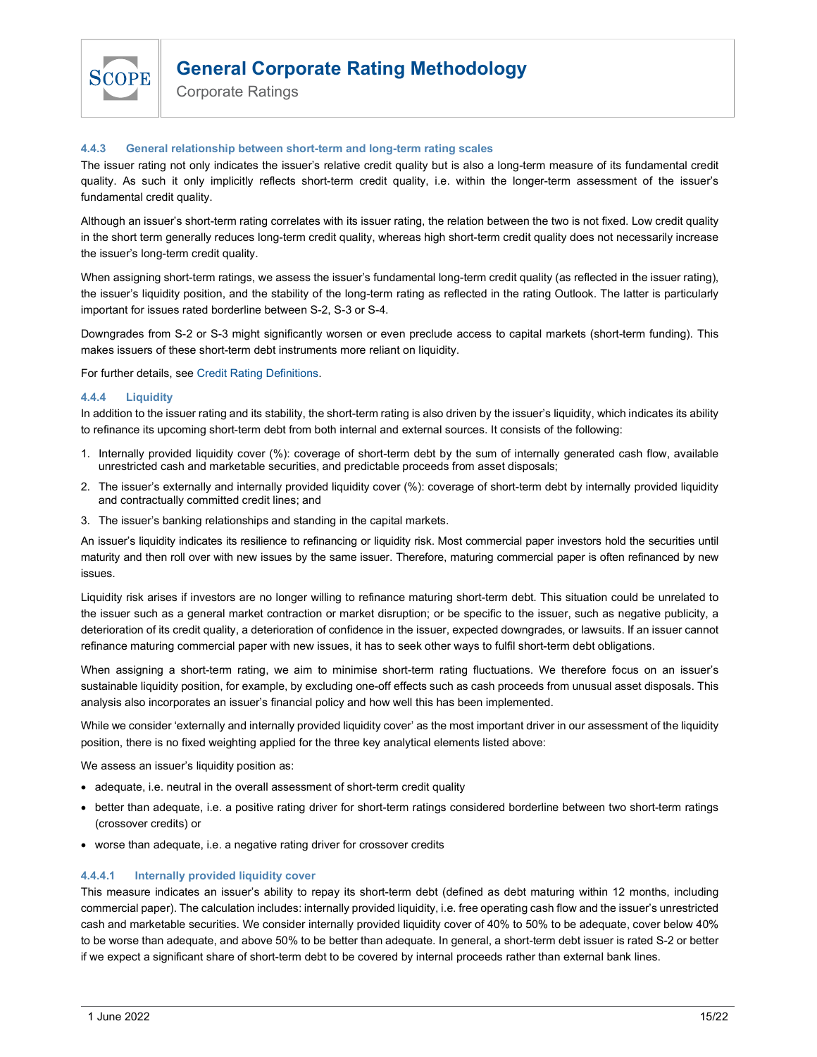#### 4.4.3 General relationship between short-term and long-term rating scales

The issuer rating not only indicates the issuer's relative credit quality but is also a long-term measure of its fundamental credit quality. As such it only implicitly reflects short-term credit quality, i.e. within the longer-term assessment of the issuer's fundamental credit quality.

Although an issuer's short-term rating correlates with its issuer rating, the relation between the two is not fixed. Low credit quality in the short term generally reduces long-term credit quality, whereas high short-term credit quality does not necessarily increase the issuer's long-term credit quality.

When assigning short-term ratings, we assess the issuer's fundamental long-term credit quality (as reflected in the issuer rating), the issuer's liquidity position, and the stability of the long-term rating as reflected in the rating Outlook. The latter is particularly important for issues rated borderline between S-2, S-3 or S-4.

Downgrades from S-2 or S-3 might significantly worsen or even preclude access to capital markets (short-term funding). This makes issuers of these short-term debt instruments more reliant on liquidity.

For further details, see Credit Rating Definitions.

#### 4.4.4 Liquidity

In addition to the issuer rating and its stability, the short-term rating is also driven by the issuer's liquidity, which indicates its ability to refinance its upcoming short-term debt from both internal and external sources. It consists of the following:

1. Internally provided liquidity cover (%): coverage of short-term debt by the sum of internally generated cash flow, available unrestricted cash and marketable securities, and predictable proceeds from asset disposals;
2. The issuer's externally and internally provided liquidity cover (%): coverage of short-term debt by internally provided liquidity and contractually committed credit lines; and
3. The issuer's banking relationships and standing in the capital markets.

An issuer's liquidity indicates its resilience to refinancing or liquidity risk. Most commercial paper investors hold the securities until maturity and then roll over with new issues by the same issuer. Therefore, maturing commercial paper is often refinanced by new issues.

Liquidity risk arises if investors are no longer willing to refinance maturing short-term debt. This situation could be unrelated to the issuer such as a general market contraction or market disruption; or be specific to the issuer, such as negative publicity, a deterioration of its credit quality, a deterioration of confidence in the issuer, expected downgrades, or lawsuits. If an issuer cannot refinance maturing commercial paper with new issues, it has to seek other ways to fulfil short-term debt obligations.

When assigning a short-term rating, we aim to minimise short-term rating fluctuations. We therefore focus on an issuer's sustainable liquidity position, for example, by excluding one-off effects such as cash proceeds from unusual asset disposals. This analysis also incorporates an issuer's financial policy and how well this has been implemented.

While we consider 'externally and internally provided liquidity cover' as the most important driver in our assessment of the liquidity position, there is no fixed weighting applied for the three key analytical elements listed above:

We assess an issuer's liquidity position as:

- adequate, i.e. neutral in the overall assessment of short-term credit quality
- better than adequate, i.e. a positive rating driver for short-term ratings considered borderline between two short-term ratings (crossover credits) or
- worse than adequate, i.e. a negative rating driver for crossover credits

##### 4.4.4.1 Internally provided liquidity cover

This measure indicates an issuer's ability to repay its short-term debt (defined as debt maturing within 12 months, including commercial paper). The calculation includes: internally provided liquidity, i.e. free operating cash flow and the issuer's unrestricted cash and marketable securities. We consider internally provided liquidity cover of 40% to 50% to be adequate, cover below 40% to be worse than adequate, and above 50% to be better than adequate. In general, a short-term debt issuer is rated S-2 or better if we expect a significant share of short-term debt to be covered by internal proceeds rather than external bank lines.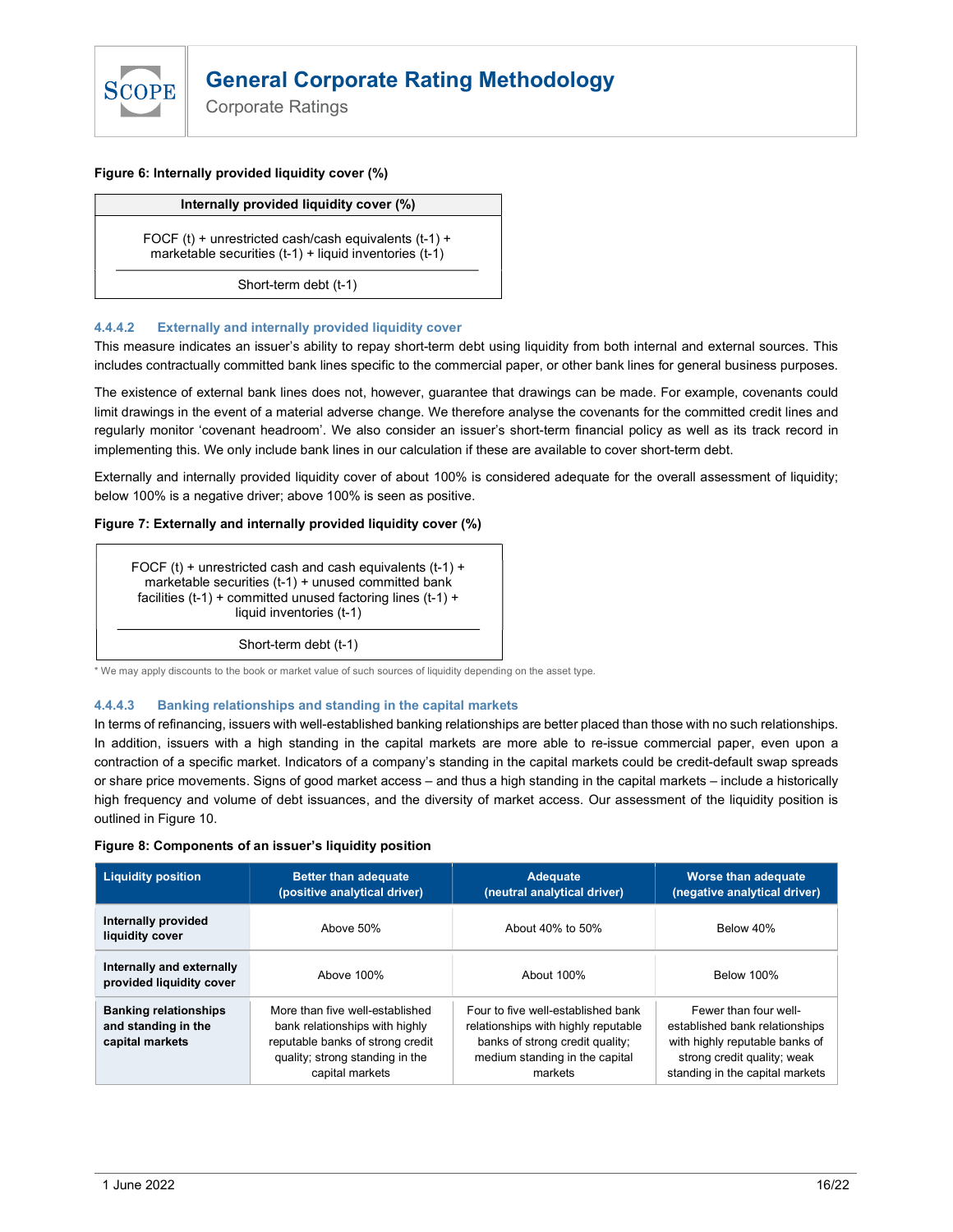**Figure 6: Internally provided liquidity cover (%)**

| Internally provided liquidity cover (%) |
|---|
| FOCF (t) + unrestricted cash/cash equivalents (t-1) + marketable securities (t-1) + liquid inventories (t-1) |
| Short-term debt (t-1) |

#### 4.4.4.2 Externally and internally provided liquidity cover

This measure indicates an issuer's ability to repay short-term debt using liquidity from both internal and external sources. This includes contractually committed bank lines specific to the commercial paper, or other bank lines for general business purposes.

The existence of external bank lines does not, however, guarantee that drawings can be made. For example, covenants could limit drawings in the event of a material adverse change. We therefore analyse the covenants for the committed credit lines and regularly monitor 'covenant headroom'. We also consider an issuer's short-term financial policy as well as its track record in implementing this. We only include bank lines in our calculation if these are available to cover short-term debt.

Externally and internally provided liquidity cover of about 100% is considered adequate for the overall assessment of liquidity; below 100% is a negative driver; above 100% is seen as positive.

**Figure 7: Externally and internally provided liquidity cover (%)**

| |
|---|
| FOCF (t) + unrestricted cash and cash equivalents (t-1) + marketable securities (t-1) + unused committed bank facilities (t-1) + committed unused factoring lines (t-1) + liquid inventories (t-1) |
| Short-term debt (t-1) |

* We may apply discounts to the book or market value of such sources of liquidity depending on the asset type.

#### 4.4.4.3 Banking relationships and standing in the capital markets

In terms of refinancing, issuers with well-established banking relationships are better placed than those with no such relationships. In addition, issuers with a high standing in the capital markets are more able to re-issue commercial paper, even upon a contraction of a specific market. Indicators of a company's standing in the capital markets could be credit-default swap spreads or share price movements. Signs of good market access – and thus a high standing in the capital markets – include a historically high frequency and volume of debt issuances, and the diversity of market access. Our assessment of the liquidity position is outlined in Figure 10.

**Figure 8: Components of an issuer's liquidity position**

| Liquidity position | Better than adequate (positive analytical driver) | Adequate (neutral analytical driver) | Worse than adequate (negative analytical driver) |
|---|---|---|---|
| **Internally provided liquidity cover** | Above 50% | About 40% to 50% | Below 40% |
| **Internally and externally provided liquidity cover** | Above 100% | About 100% | Below 100% |
| **Banking relationships and standing in the capital markets** | More than five well-established bank relationships with highly reputable banks of strong credit quality; strong standing in the capital markets | Four to five well-established bank relationships with highly reputable banks of strong credit quality; medium standing in the capital markets | Fewer than four well-established bank relationships with highly reputable banks of strong credit quality; weak standing in the capital markets |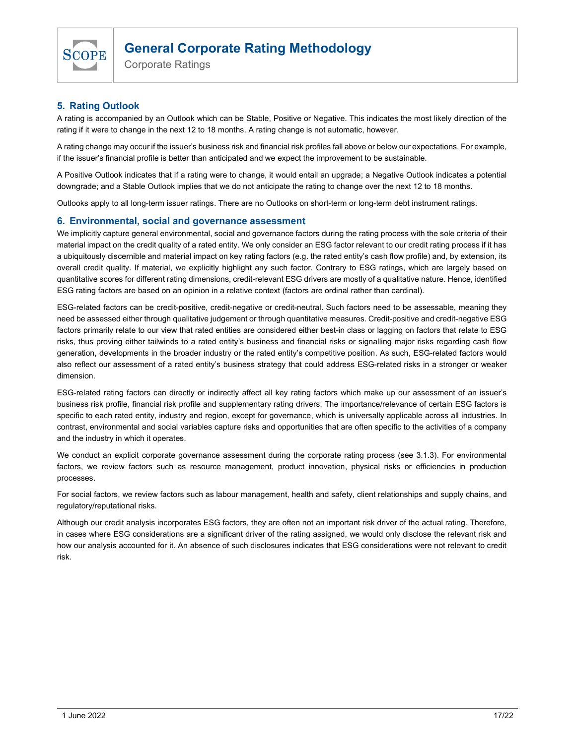## 5. Rating Outlook

A rating is accompanied by an Outlook which can be Stable, Positive or Negative. This indicates the most likely direction of the rating if it were to change in the next 12 to 18 months. A rating change is not automatic, however.

A rating change may occur if the issuer's business risk and financial risk profiles fall above or below our expectations. For example, if the issuer's financial profile is better than anticipated and we expect the improvement to be sustainable.

A Positive Outlook indicates that if a rating were to change, it would entail an upgrade; a Negative Outlook indicates a potential downgrade; and a Stable Outlook implies that we do not anticipate the rating to change over the next 12 to 18 months.

Outlooks apply to all long-term issuer ratings. There are no Outlooks on short-term or long-term debt instrument ratings.

## 6. Environmental, social and governance assessment

We implicitly capture general environmental, social and governance factors during the rating process with the sole criteria of their material impact on the credit quality of a rated entity. We only consider an ESG factor relevant to our credit rating process if it has a ubiquitously discernible and material impact on key rating factors (e.g. the rated entity's cash flow profile) and, by extension, its overall credit quality. If material, we explicitly highlight any such factor. Contrary to ESG ratings, which are largely based on quantitative scores for different rating dimensions, credit-relevant ESG drivers are mostly of a qualitative nature. Hence, identified ESG rating factors are based on an opinion in a relative context (factors are ordinal rather than cardinal).

ESG-related factors can be credit-positive, credit-negative or credit-neutral. Such factors need to be assessable, meaning they need be assessed either through qualitative judgement or through quantitative measures. Credit-positive and credit-negative ESG factors primarily relate to our view that rated entities are considered either best-in class or lagging on factors that relate to ESG risks, thus proving either tailwinds to a rated entity's business and financial risks or signalling major risks regarding cash flow generation, developments in the broader industry or the rated entity's competitive position. As such, ESG-related factors would also reflect our assessment of a rated entity's business strategy that could address ESG-related risks in a stronger or weaker dimension.

ESG-related rating factors can directly or indirectly affect all key rating factors which make up our assessment of an issuer's business risk profile, financial risk profile and supplementary rating drivers. The importance/relevance of certain ESG factors is specific to each rated entity, industry and region, except for governance, which is universally applicable across all industries. In contrast, environmental and social variables capture risks and opportunities that are often specific to the activities of a company and the industry in which it operates.

We conduct an explicit corporate governance assessment during the corporate rating process (see 3.1.3). For environmental factors, we review factors such as resource management, product innovation, physical risks or efficiencies in production processes.

For social factors, we review factors such as labour management, health and safety, client relationships and supply chains, and regulatory/reputational risks.

Although our credit analysis incorporates ESG factors, they are often not an important risk driver of the actual rating. Therefore, in cases where ESG considerations are a significant driver of the rating assigned, we would only disclose the relevant risk and how our analysis accounted for it. An absence of such disclosures indicates that ESG considerations were not relevant to credit risk.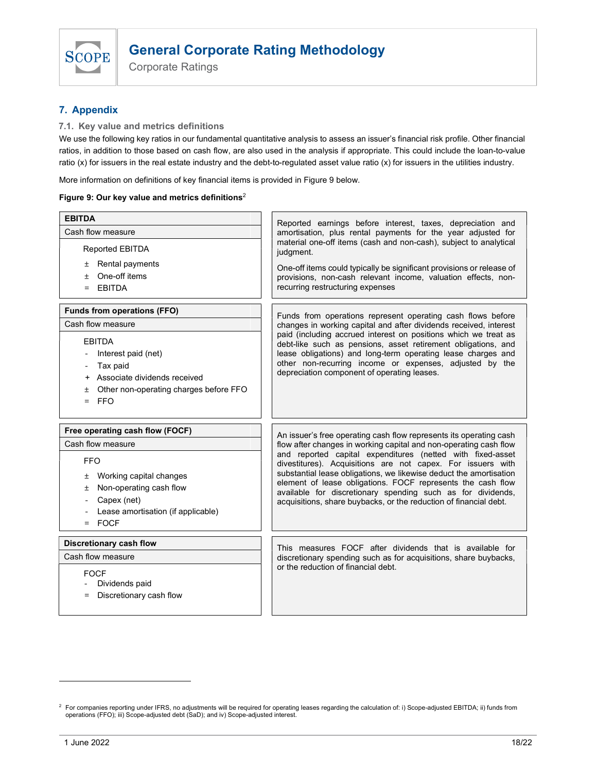## 7. Appendix

### 7.1. Key value and metrics definitions

We use the following key ratios in our fundamental quantitative analysis to assess an issuer's financial risk profile. Other financial ratios, in addition to those based on cash flow, are also used in the analysis if appropriate. This could include the loan-to-value ratio (x) for issuers in the real estate industry and the debt-to-regulated asset value ratio (x) for issuers in the utilities industry.

More information on definitions of key financial items is provided in Figure 9 below.

**Figure 9: Our key value and metrics definitions**[2]

| Metric | Definition |
|---|---|
| **EBITDA**<br>Cash flow measure<br><br>Reported EBITDA<br>± Rental payments<br>± One-off items<br>= EBITDA | Reported earnings before interest, taxes, depreciation and amortisation, plus rental payments for the year adjusted for material one-off items (cash and non-cash), subject to analytical judgment.<br><br>One-off items could typically be significant provisions or release of provisions, non-cash relevant income, valuation effects, non-recurring restructuring expenses |
| **Funds from operations (FFO)**<br>Cash flow measure<br><br>EBITDA<br>- Interest paid (net)<br>- Tax paid<br>+ Associate dividends received<br>± Other non-operating charges before FFO<br>= FFO | Funds from operations represent operating cash flows before changes in working capital and after dividends received, interest paid (including accrued interest on positions which we treat as debt-like such as pensions, asset retirement obligations, and lease obligations) and long-term operating lease charges and other non-recurring income or expenses, adjusted by the depreciation component of operating leases. |
| **Free operating cash flow (FOCF)**<br>Cash flow measure<br><br>FFO<br>± Working capital changes<br>± Non-operating cash flow<br>- Capex (net)<br>- Lease amortisation (if applicable)<br>= FOCF | An issuer's free operating cash flow represents its operating cash flow after changes in working capital and non-operating cash flow and reported capital expenditures (netted with fixed-asset divestitures). Acquisitions are not capex. For issuers with substantial lease obligations, we likewise deduct the amortisation element of lease obligations. FOCF represents the cash flow available for discretionary spending such as for dividends, acquisitions, share buybacks, or the reduction of financial debt. |
| **Discretionary cash flow**<br>Cash flow measure<br><br>FOCF<br>- Dividends paid<br>= Discretionary cash flow | This measures FOCF after dividends that is available for discretionary spending such as for acquisitions, share buybacks, or the reduction of financial debt. |

[2] For companies reporting under IFRS, no adjustments will be required for operating leases regarding the calculation of: i) Scope-adjusted EBITDA; ii) funds from operations (FFO); iii) Scope-adjusted debt (SaD); and iv) Scope-adjusted interest.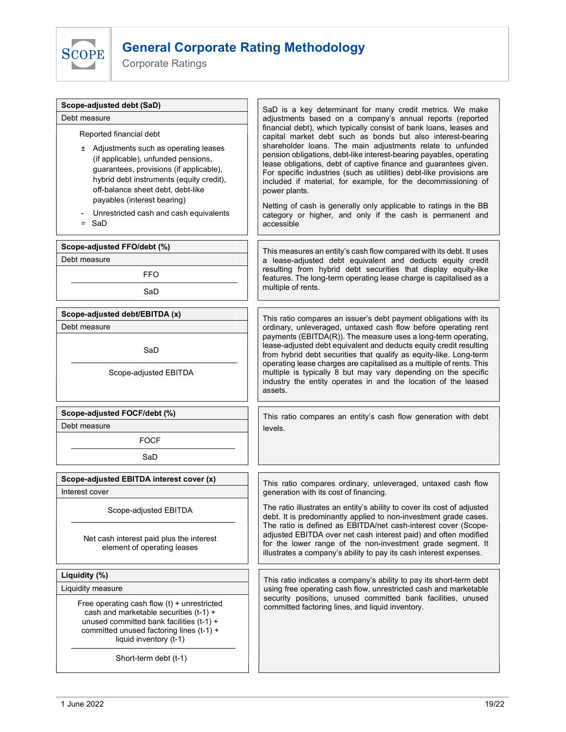**Scope-adjusted debt (SaD)**

Debt measure

Reported financial debt

± Adjustments such as operating leases (if applicable), unfunded pensions, guarantees, provisions (if applicable), hybrid debt instruments (equity credit), off-balance sheet debt, debt-like payables (interest bearing)

\- Unrestricted cash and cash equivalents

= SaD

SaD is a key determinant for many credit metrics. We make adjustments based on a company's annual reports (reported financial debt), which typically consist of bank loans, leases and capital market debt such as bonds but also interest-bearing shareholder loans. The main adjustments relate to unfunded pension obligations, debt-like interest-bearing payables, operating lease obligations, debt of captive finance and guarantees given. For specific industries (such as utilities) debt-like provisions are included if material, for example, for the decommissioning of power plants.

Netting of cash is generally only applicable to ratings in the BB category or higher, and only if the cash is permanent and accessible

**Scope-adjusted FFO/debt (%)**

Debt measure

$$\frac{\text{FFO}}{\text{SaD}}$$

This measures an entity's cash flow compared with its debt. It uses a lease-adjusted debt equivalent and deducts equity credit resulting from hybrid debt securities that display equity-like features. The long-term operating lease charge is capitalised as a multiple of rents.

**Scope-adjusted debt/EBITDA (x)**

Debt measure

$$\frac{\text{SaD}}{\text{Scope-adjusted EBITDA}}$$

This ratio compares an issuer's debt payment obligations with its ordinary, unleveraged, untaxed cash flow before operating rent payments (EBITDA(R)). The measure uses a long-term operating, lease-adjusted debt equivalent and deducts equity credit resulting from hybrid debt securities that qualify as equity-like. Long-term operating lease charges are capitalised as a multiple of rents. This multiple is typically 8 but may vary depending on the specific industry the entity operates in and the location of the leased assets.

**Scope-adjusted FOCF/debt (%)**

Debt measure

$$\frac{\text{FOCF}}{\text{SaD}}$$

This ratio compares an entity's cash flow generation with debt levels.

**Scope-adjusted EBITDA interest cover (x)**

Interest cover

$$\frac{\text{Scope-adjusted EBITDA}}{\text{Net cash interest paid plus the interest element of operating leases}}$$

This ratio compares ordinary, unleveraged, untaxed cash flow generation with its cost of financing.

The ratio illustrates an entity's ability to cover its cost of adjusted debt. It is predominantly applied to non-investment grade cases. The ratio is defined as EBITDA/net cash-interest cover (Scope-adjusted EBITDA over net cash interest paid) and often modified for the lower range of the non-investment grade segment. It illustrates a company's ability to pay its cash interest expenses.

**Liquidity (%)**

Liquidity measure

$$\frac{\text{Free operating cash flow (t) + unrestricted cash and marketable securities (t-1) + unused committed bank facilities (t-1) + committed unused factoring lines (t-1) + liquid inventory (t-1)}}{\text{Short-term debt (t-1)}}$$

This ratio indicates a company's ability to pay its short-term debt using free operating cash flow, unrestricted cash and marketable security positions, unused committed bank facilities, unused committed factoring lines, and liquid inventory.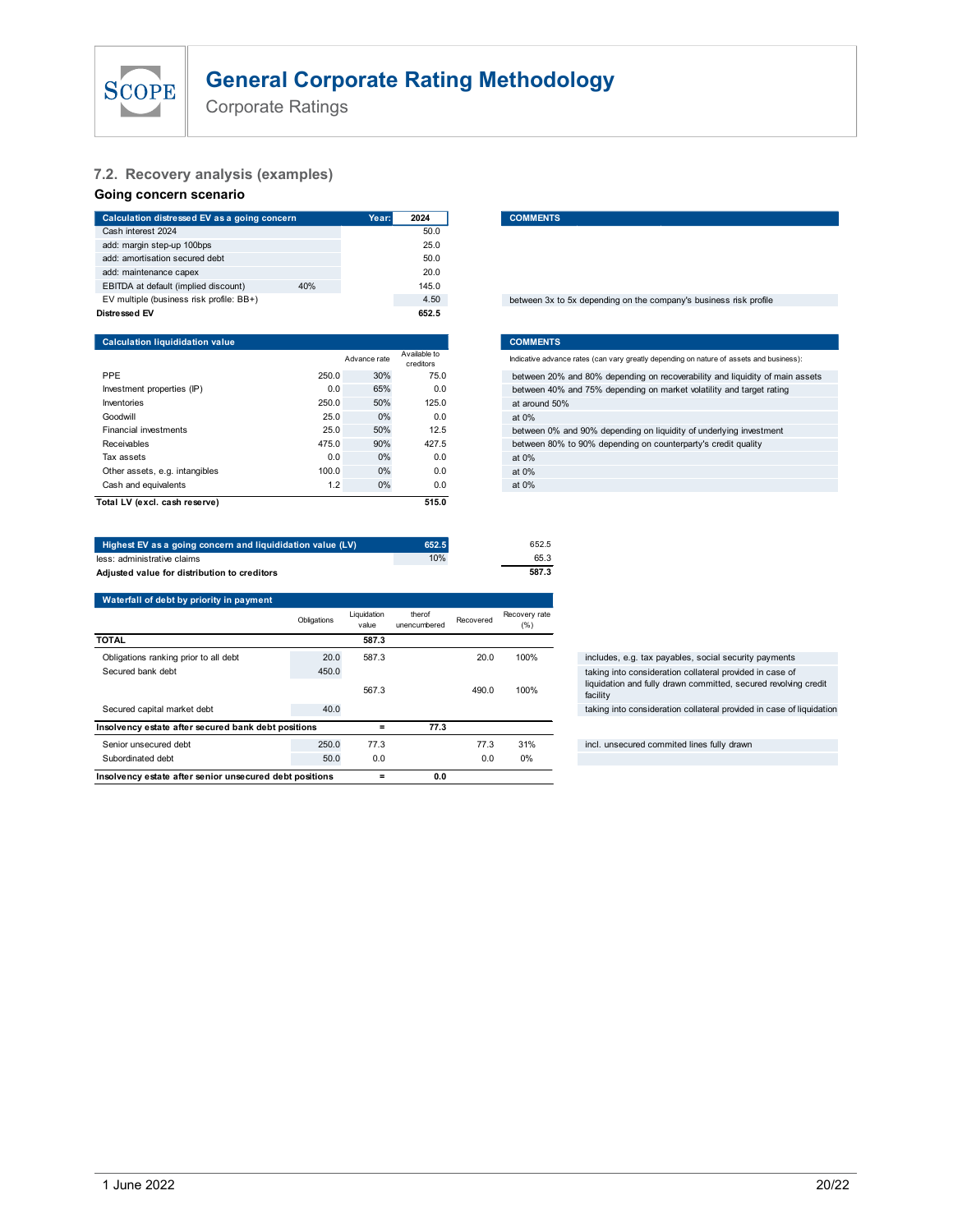## 7.2. Recovery analysis (examples)

### Going concern scenario

| Calculation distressed EV as a going concern | | Year: | 2024 | COMMENTS |
|---|---|---|---|---|
| Cash interest 2024 | | | 50.0 | |
| add: margin step-up 100bps | | | 25.0 | |
| add: amortisation secured debt | | | 50.0 | |
| add: maintenance capex | | | 20.0 | |
| EBITDA at default (implied discount) | 40% | | 145.0 | |
| EV multiple (business risk profile: BB+) | | | 4.50 | between 3x to 5x depending on the company's business risk profile |
| **Distressed EV** | | | **652.5** | |

| Calculation liquididation value | | Advance rate | Available to creditors | COMMENTS |
|---|---|---|---|---|
| | | | | Indicative advance rates (can vary greatly depending on nature of assets and business): |
| PPE | 250.0 | 30% | 75.0 | between 20% and 80% depending on recoverability and liquidity of main assets |
| Investment properties (IP) | 0.0 | 65% | 0.0 | between 40% and 75% depending on market volatility and target rating |
| Inventories | 250.0 | 50% | 125.0 | at around 50% |
| Goodwill | 25.0 | 0% | 0.0 | at 0% |
| Financial investments | 25.0 | 50% | 12.5 | between 0% and 90% depending on liquidity of underlying investment |
| Receivables | 475.0 | 90% | 427.5 | between 80% to 90% depending on counterparty's credit quality |
| Tax assets | 0.0 | 0% | 0.0 | at 0% |
| Other assets, e.g. intangibles | 100.0 | 0% | 0.0 | at 0% |
| Cash and equivalents | 1.2 | 0% | 0.0 | at 0% |
| **Total LV (excl. cash reserve)** | | | **515.0** | |

| Highest EV as a going concern and liquididation value (LV) | 652.5 | 652.5 |
|---|---|---|
| less: administrative claims | 10% | 65.3 |
| **Adjusted value for distribution to creditors** | | **587.3** |

| Waterfall of debt by priority in payment | Obligations | Liquidation value | therof unencumbered | Recovered | Recovery rate (%) | Comments |
|---|---|---|---|---|---|---|
| **TOTAL** | | **587.3** | | | | |
| Obligations ranking prior to all debt | 20.0 | 587.3 | | 20.0 | 100% | includes, e.g. tax payables, social security payments |
| Secured bank debt | 450.0 | 567.3 | | 490.0 | 100% | taking into consideration collateral provided in case of liquidation and fully drawn committed, secured revolving credit facility |
| Secured capital market debt | 40.0 | | | | | taking into consideration collateral provided in case of liquidation |
| **Insolvency estate after secured bank debt positions** | | = | **77.3** | | | |
| Senior unsecured debt | 250.0 | 77.3 | | 77.3 | 31% | incl. unsecured commited lines fully drawn |
| Subordinated debt | 50.0 | 0.0 | | 0.0 | 0% | |
| **Insolvency estate after senior unsecured debt positions** | | = | **0.0** | | | |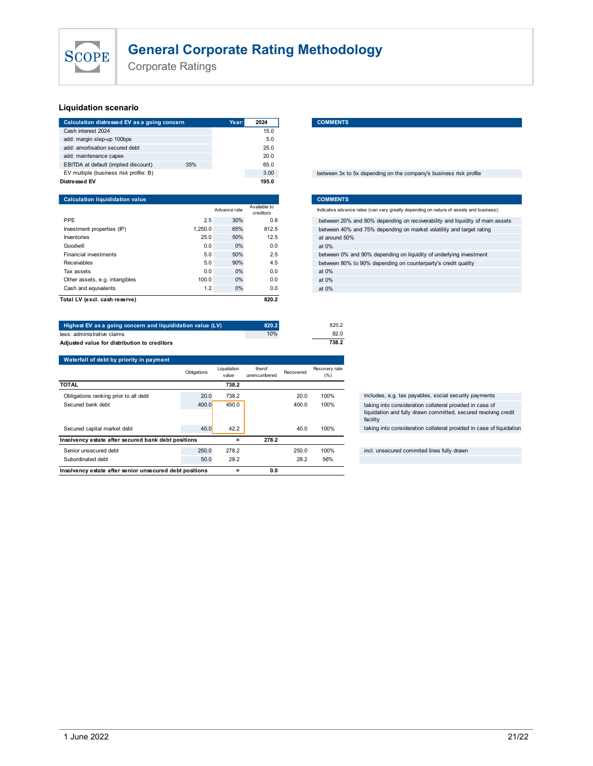## Liquidation scenario

| Calculation distressed EV as a going concern | | Year: 2024 | COMMENTS |
|---|---|---|---|
| Cash interest 2024 | | 15.0 | |
| add: margin step-up 100bps | | 5.0 | |
| add: amortisation secured debt | | 25.0 | |
| add: maintenance capex | | 20.0 | |
| EBITDA at default (implied discount) | 35% | 65.0 | |
| EV multiple (business risk profile: B) | | 3.00 | between 3x to 5x depending on the company's business risk profile |
| **Distressed EV** | | **195.0** | |

| Calculation liquididation value | | Advance rate | Available to creditors | COMMENTS: Indicative advance rates (can vary greatly depending on nature of assets and business): |
|---|---|---|---|---|
| PPE | 2.5 | 30% | 0.8 | between 20% and 80% depending on recoverability and liquidity of main assets |
| Investment properties (IP) | 1,250.0 | 65% | 812.5 | between 40% and 75% depending on market volatility and target rating |
| Inventories | 25.0 | 50% | 12.5 | at around 50% |
| Goodwill | 0.0 | 0% | 0.0 | at 0% |
| Financial investments | 5.0 | 50% | 2.5 | between 0% and 90% depending on liquidity of underlying investment |
| Receivables | 5.0 | 90% | 4.5 | between 80% to 90% depending on counterparty's credit quality |
| Tax assets | 0.0 | 0% | 0.0 | at 0% |
| Other assets, e.g. intangibles | 100.0 | 0% | 0.0 | at 0% |
| Cash and equivalents | 1.2 | 0% | 0.0 | at 0% |
| **Total LV (excl. cash reserve)** | | | **820.2** | |

| Highest EV as a going concern and liquididation value (LV) | 820.2 | 820.2 |
|---|---|---|
| less: administrative claims | 10% | 82.0 |
| **Adjusted value for distribution to creditors** | | **738.2** |

| Waterfall of debt by priority in payment | Obligations | Liquidation value | therof unencumbered | Recovered | Recovery rate (%) | |
|---|---|---|---|---|---|---|
| **TOTAL** | | **738.2** | | | | |
| Obligations ranking prior to all debt | 20.0 | 738.2 | | 20.0 | 100% | includes, e.g. tax payables, social security payments |
| Secured bank debt | 400.0 | 450.0 | | 400.0 | 100% | taking into consideration collateral provided in case of liquidation and fully drawn committed, secured revolving credit facility |
| Secured capital market debt | 40.0 | 42.2 | | 40.0 | 100% | taking into consideration collateral provided in case of liquidation |
| **Insolvency estate after secured bank debt positions** | | = | **278.2** | | | |
| Senior unsecured debt | 250.0 | 278.2 | | 250.0 | 100% | incl. unsecured commited lines fully drawn |
| Subordinated debt | 50.0 | 28.2 | | 28.2 | 56% | |
| **Insolvency estate after senior unsecured debt positions** | | = | **0.0** | | | |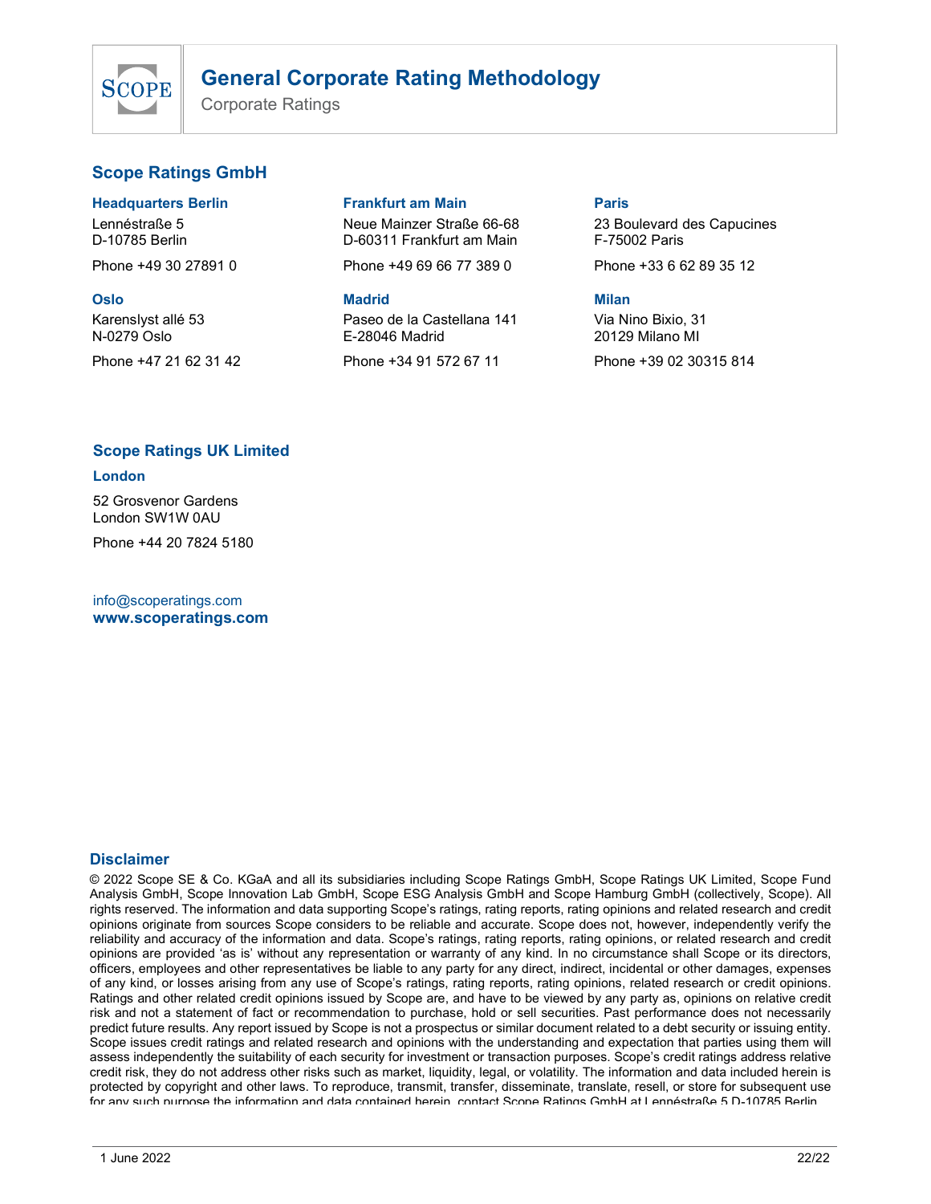## Scope Ratings GmbH

**Headquarters Berlin**

Lennéstraße 5
D-10785 Berlin

Phone +49 30 27891 0

**Frankfurt am Main**

Neue Mainzer Straße 66-68
D-60311 Frankfurt am Main

Phone +49 69 66 77 389 0

**Paris**

23 Boulevard des Capucines
F-75002 Paris

Phone +33 6 62 89 35 12

**Oslo**

Karenslyst allé 53
N-0279 Oslo

Phone +47 21 62 31 42

**Madrid**

Paseo de la Castellana 141
E-28046 Madrid

Phone +34 91 572 67 11

**Milan**

Via Nino Bixio, 31
20129 Milano MI

Phone +39 02 30315 814

## Scope Ratings UK Limited

**London**

52 Grosvenor Gardens
London SW1W 0AU

Phone +44 20 7824 5180

info@scoperatings.com
**www.scoperatings.com**

## Disclaimer

© 2022 Scope SE & Co. KGaA and all its subsidiaries including Scope Ratings GmbH, Scope Ratings UK Limited, Scope Fund Analysis GmbH, Scope Innovation Lab GmbH, Scope ESG Analysis GmbH and Scope Hamburg GmbH (collectively, Scope). All rights reserved. The information and data supporting Scope's ratings, rating reports, rating opinions and related research and credit opinions originate from sources Scope considers to be reliable and accurate. Scope does not, however, independently verify the reliability and accuracy of the information and data. Scope's ratings, rating reports, rating opinions, or related research and credit opinions are provided 'as is' without any representation or warranty of any kind. In no circumstance shall Scope or its directors, officers, employees and other representatives be liable to any party for any direct, indirect, incidental or other damages, expenses of any kind, or losses arising from any use of Scope's ratings, rating reports, rating opinions, related research or credit opinions. Ratings and other related credit opinions issued by Scope are, and have to be viewed by any party as, opinions on relative credit risk and not a statement of fact or recommendation to purchase, hold or sell securities. Past performance does not necessarily predict future results. Any report issued by Scope is not a prospectus or similar document related to a debt security or issuing entity. Scope issues credit ratings and related research and opinions with the understanding and expectation that parties using them will assess independently the suitability of each security for investment or transaction purposes. Scope's credit ratings address relative credit risk, they do not address other risks such as market, liquidity, legal, or volatility. The information and data included herein is protected by copyright and other laws. To reproduce, transmit, transfer, disseminate, translate, resell, or store for subsequent use for any such purpose the information and data contained herein, contact Scope Ratings GmbH at Lennéstraße 5 D-10785 Berlin.